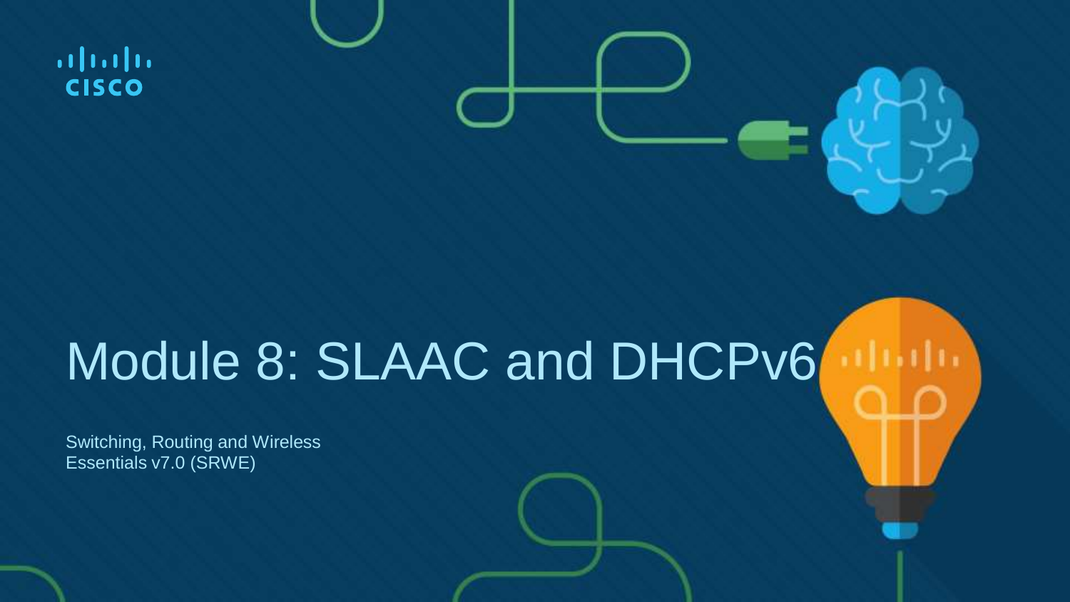# Module 8: SLAAC and DHCPv6

Switching, Routing and Wireless Essentials v7.0 (SRWE)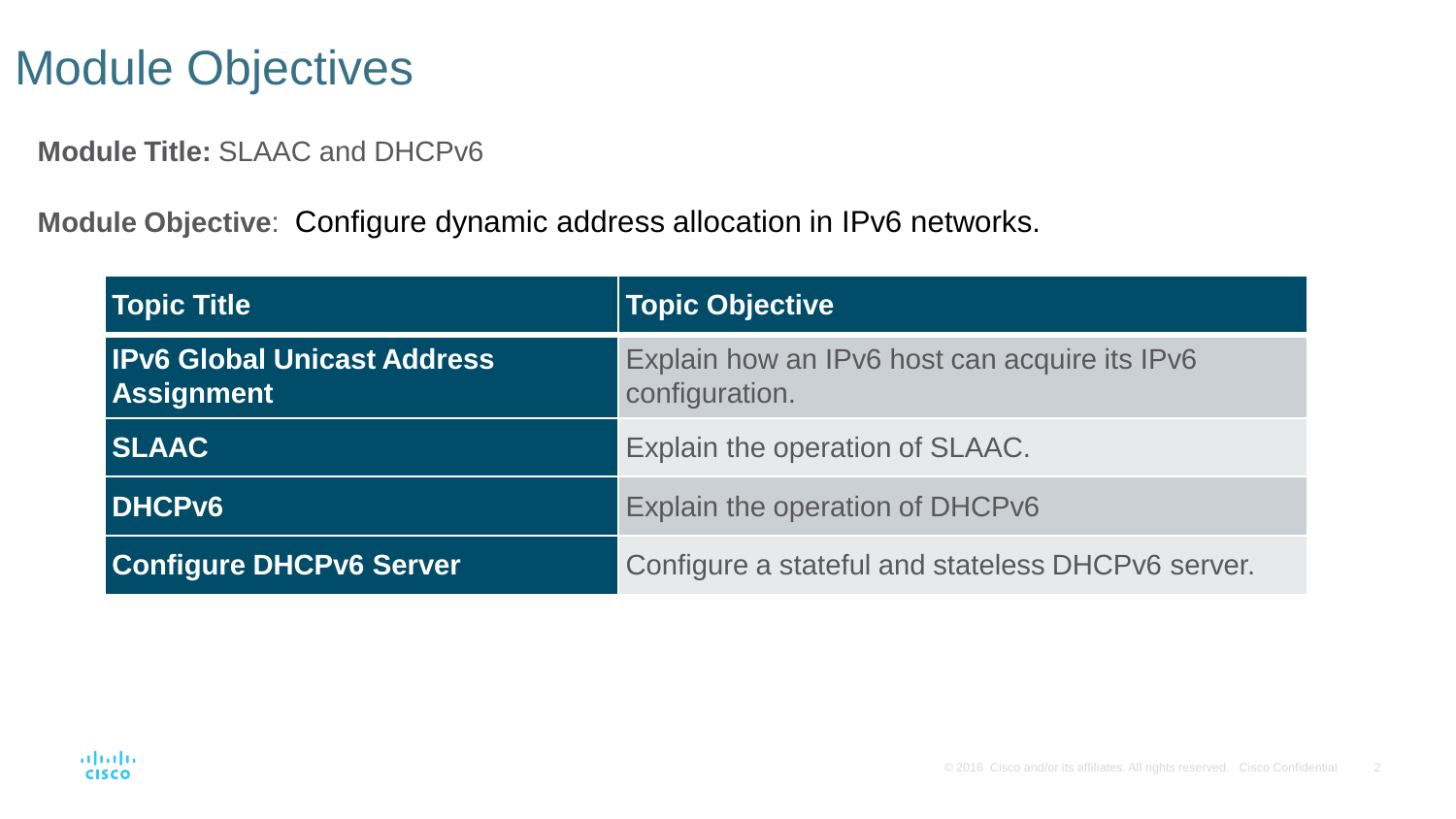# Module Objectives

**Module Title:** SLAAC and DHCPv6

**Module Objective**: Configure dynamic address allocation in IPv6 networks.

| Topic Title | Topic Objective |
| --- | --- |
| **IPv6 Global Unicast Address Assignment** | Explain how an IPv6 host can acquire its IPv6 configuration. |
| **SLAAC** | Explain the operation of SLAAC. |
| **DHCPv6** | Explain the operation of DHCPv6 |
| **Configure DHCPv6 Server** | Configure a stateful and stateless DHCPv6 server. |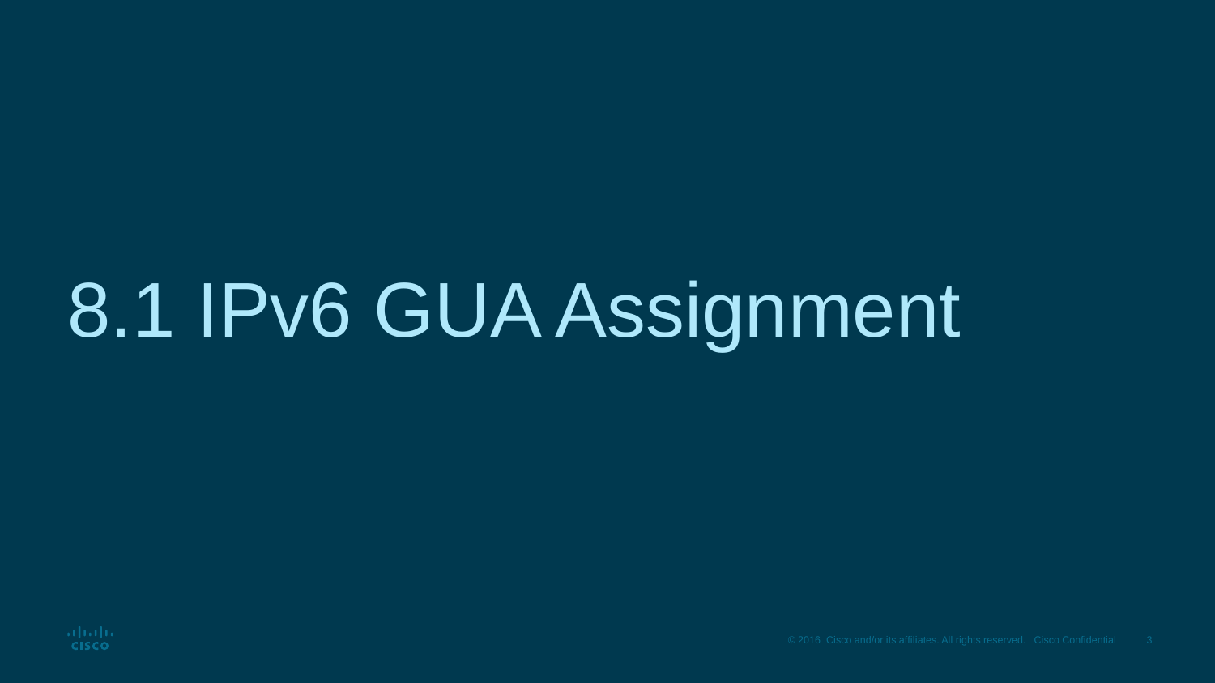# 8.1 IPv6 GUA Assignment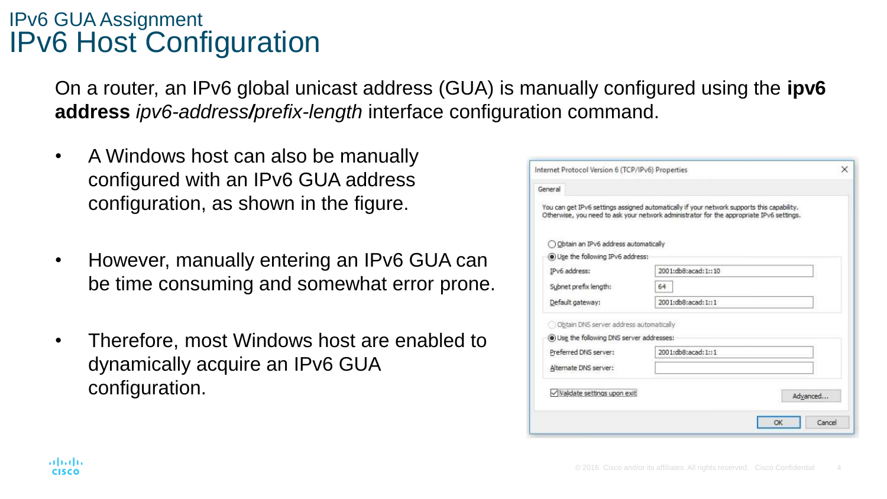## IPv6 GUA Assignment

# IPv6 Host Configuration

On a router, an IPv6 global unicast address (GUA) is manually configured using the **ipv6 address** *ipv6-address/prefix-length* interface configuration command.

- A Windows host can also be manually configured with an IPv6 GUA address configuration, as shown in the figure.
- However, manually entering an IPv6 GUA can be time consuming and somewhat error prone.
- Therefore, most Windows host are enabled to dynamically acquire an IPv6 GUA configuration.

Internet Protocol Version 6 (TCP/IPv6) Properties

General

You can get IPv6 settings assigned automatically if your network supports this capability. Otherwise, you need to ask your network administrator for the appropriate IPv6 settings.

- ○ Obtain an IPv6 address automatically
- ◉ Use the following IPv6 address:

| | |
|---|---|
| IPv6 address: | 2001:db8:acad:1::10 |
| Subnet prefix length: | 64 |
| Default gateway: | 2001:db8:acad:1::1 |

- ○ Obtain DNS server address automatically
- ◉ Use the following DNS server addresses:

| | |
|---|---|
| Preferred DNS server: | 2001:db8:acad:1::1 |
| Alternate DNS server: | |

☑ Validate settings upon exit    Advanced...

OK    Cancel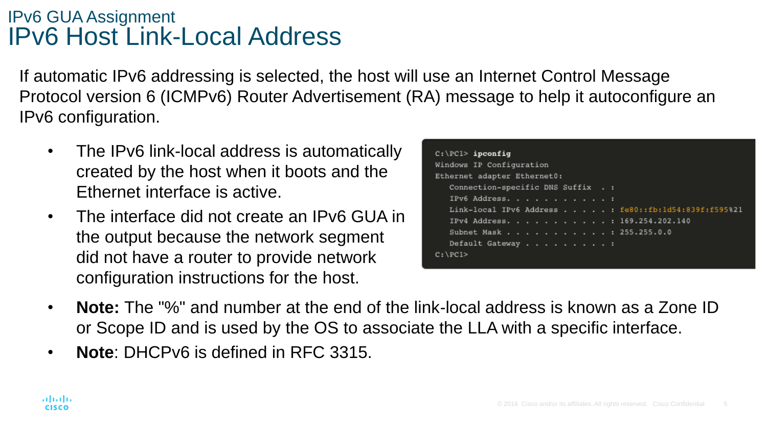## IPv6 GUA Assignment

# IPv6 Host Link-Local Address

If automatic IPv6 addressing is selected, the host will use an Internet Control Message Protocol version 6 (ICMPv6) Router Advertisement (RA) message to help it autoconfigure an IPv6 configuration.

- The IPv6 link-local address is automatically created by the host when it boots and the Ethernet interface is active.
- The interface did not create an IPv6 GUA in the output because the network segment did not have a router to provide network configuration instructions for the host.

```
C:\PC1> ipconfig
Windows IP Configuration
Ethernet adapter Ethernet0:
   Connection-specific DNS Suffix  . :
   IPv6 Address. . . . . . . . . . . :
   Link-local IPv6 Address . . . . . : fe80::fb:1d54:839f:f595%21
   IPv4 Address. . . . . . . . . . . : 169.254.202.140
   Subnet Mask . . . . . . . . . . . : 255.255.0.0
   Default Gateway . . . . . . . . . :
C:\PC1>
```

- **Note:** The "%" and number at the end of the link-local address is known as a Zone ID or Scope ID and is used by the OS to associate the LLA with a specific interface.
- **Note**: DHCPv6 is defined in RFC 3315.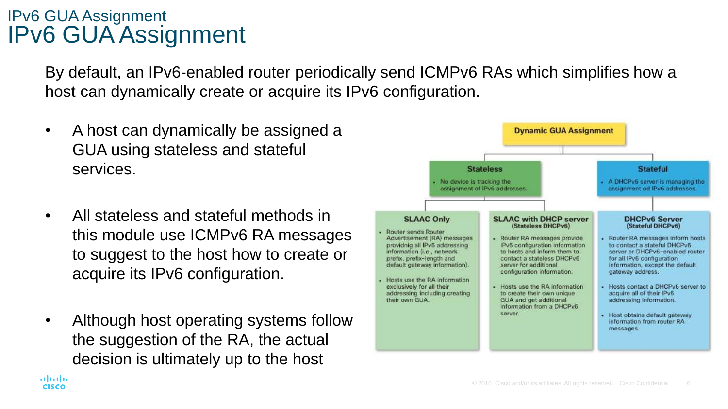# IPv6 GUA Assignment

## IPv6 GUA Assignment

By default, an IPv6-enabled router periodically send ICMPv6 RAs which simplifies how a host can dynamically create or acquire its IPv6 configuration.

- A host can dynamically be assigned a GUA using stateless and stateful services.
- All stateless and stateful methods in this module use ICMPv6 RA messages to suggest to the host how to create or acquire its IPv6 configuration.
- Although host operating systems follow the suggestion of the RA, the actual decision is ultimately up to the host

**Dynamic GUA Assignment**

**Stateless**
- No device is tracking the assignment of IPv6 addresses.

**Stateful**
- A DHCPv6 server is managing the assignment od IPv6 addresses.

**SLAAC Only**
- Router sends Router Advertisement (RA) messages providnig all IPv6 addressing information (i.e., network prefix, prefix-length and default gateway information).
- Hosts use the RA information exclusively for all their addressing including creating their own GUA.

**SLAAC with DHCP server (Stateless DHCPv6)**
- Router RA messages provide IPv6 configuration information to hosts and inform them to contact a stateless DHCPv6 server for additional configuration information.
- Hosts use the RA information to create their own unique GUA and get additional information from a DHCPv6 server.

**DHCPv6 Server (Stateful DHCPv6)**
- Router RA messages inform hosts to contact a stateful DHCPv6 server or DHCPv6-enabled router for all IPv6 configuration information, except the default gateway address.
- Hosts contact a DHCPv6 server to acquire all of their IPv6 addressing information.
- Host obtains default gateway information from router RA messages.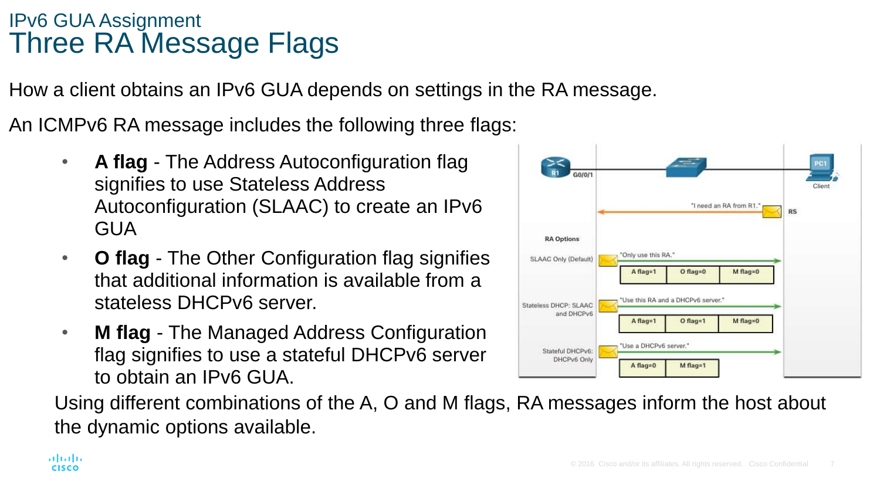## IPv6 GUA Assignment

# Three RA Message Flags

How a client obtains an IPv6 GUA depends on settings in the RA message.

An ICMPv6 RA message includes the following three flags:

- **A flag** - The Address Autoconfiguration flag signifies to use Stateless Address Autoconfiguration (SLAAC) to create an IPv6 GUA
- **O flag** - The Other Configuration flag signifies that additional information is available from a stateless DHCPv6 server.
- **M flag** - The Managed Address Configuration flag signifies to use a stateful DHCPv6 server to obtain an IPv6 GUA.

R1 G0/0/1 — PC1 Client

RS: "I need an RA from R1."

| RA Options | Message | A flag | O flag | M flag |
|---|---|---|---|---|
| SLAAC Only (Default) | "Only use this RA." | A flag=1 | O flag=0 | M flag=0 |
| Stateless DHCP: SLAAC and DHCPv6 | "Use this RA and a DHCPv6 server." | A flag=1 | O flag=1 | M flag=0 |
| Stateful DHCPv6: DHCPv6 Only | "Use a DHCPv6 server." | A flag=0 | | M flag=1 |

Using different combinations of the A, O and M flags, RA messages inform the host about the dynamic options available.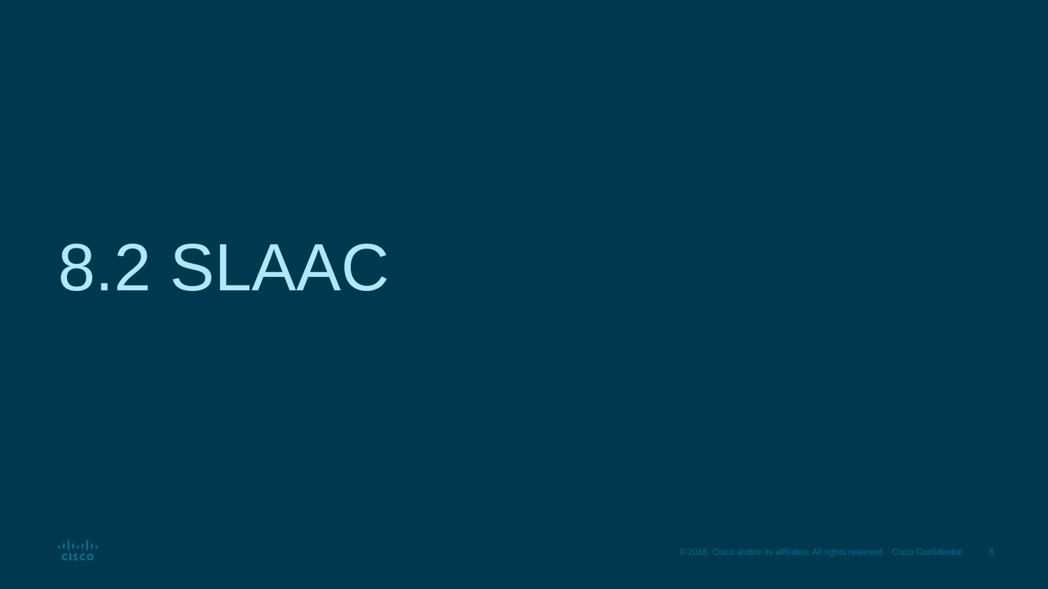# 8.2 SLAAC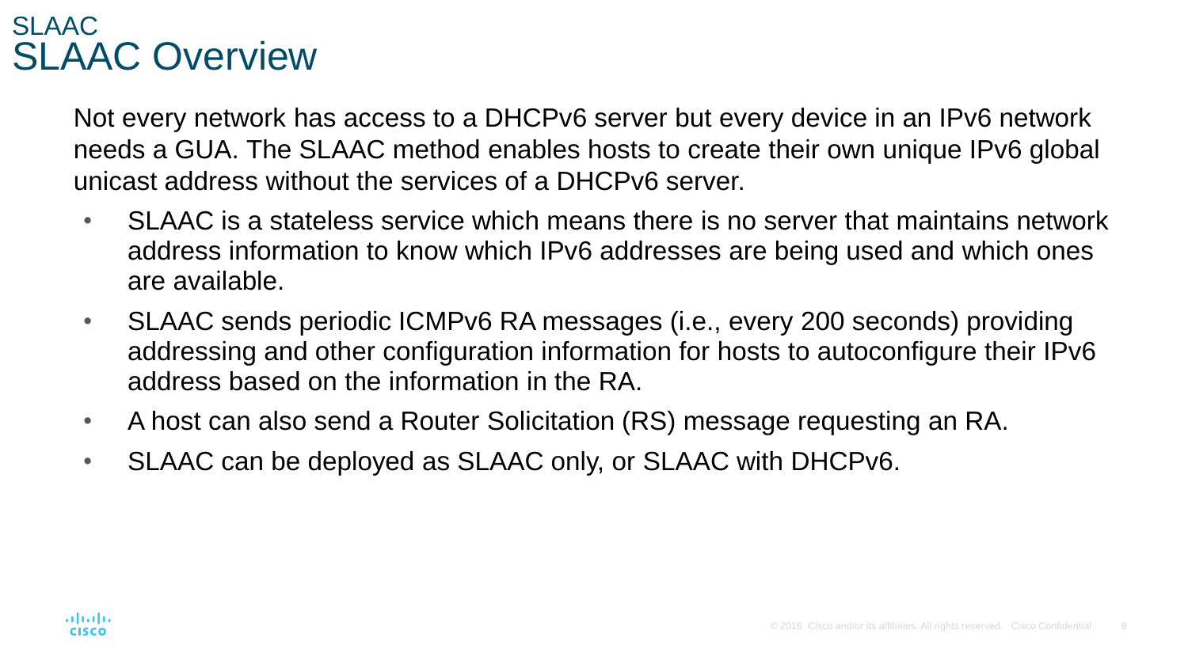## SLAAC

# SLAAC Overview

Not every network has access to a DHCPv6 server but every device in an IPv6 network needs a GUA. The SLAAC method enables hosts to create their own unique IPv6 global unicast address without the services of a DHCPv6 server.

- SLAAC is a stateless service which means there is no server that maintains network address information to know which IPv6 addresses are being used and which ones are available.
- SLAAC sends periodic ICMPv6 RA messages (i.e., every 200 seconds) providing addressing and other configuration information for hosts to autoconfigure their IPv6 address based on the information in the RA.
- A host can also send a Router Solicitation (RS) message requesting an RA.
- SLAAC can be deployed as SLAAC only, or SLAAC with DHCPv6.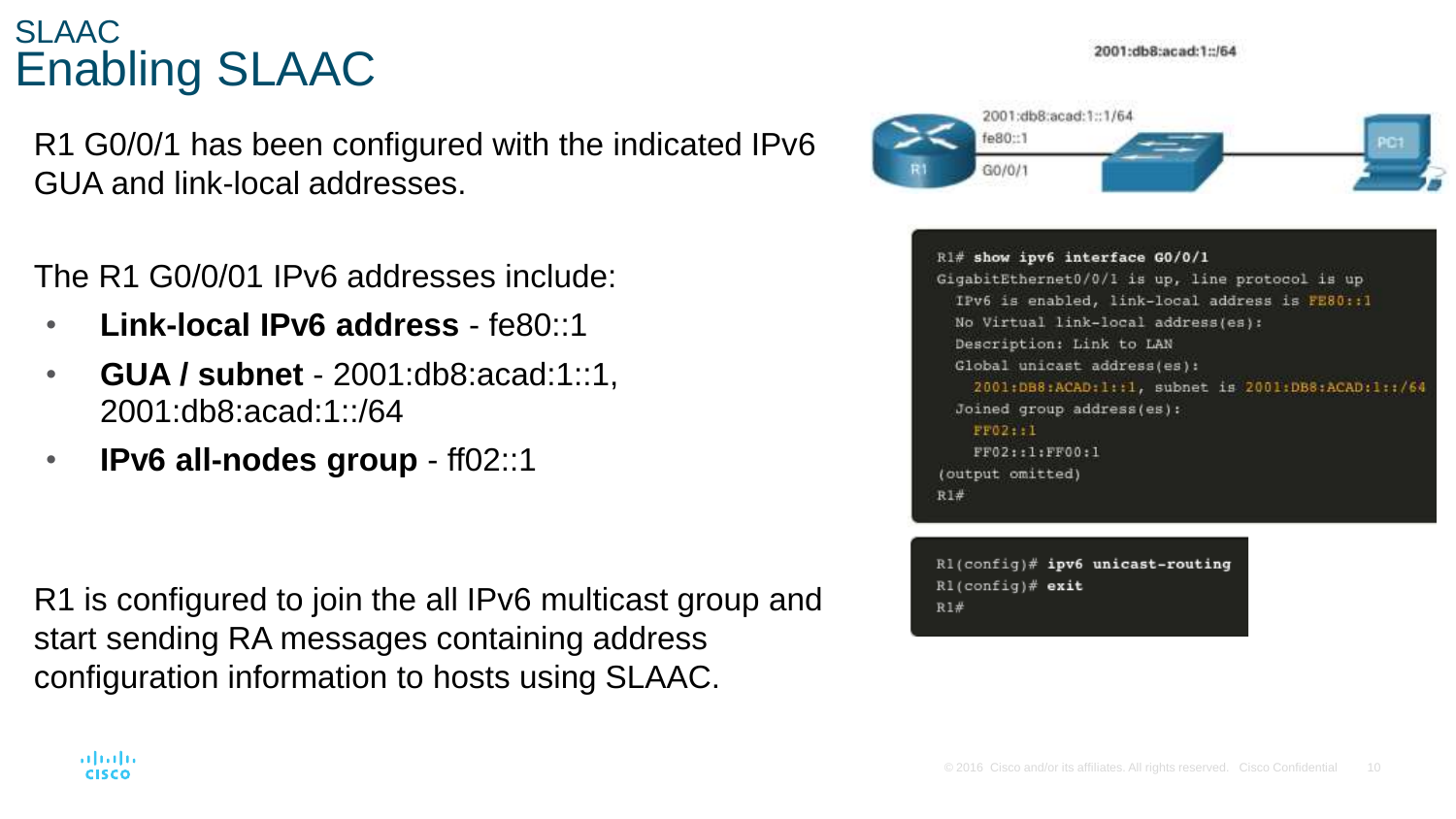## SLAAC

# Enabling SLAAC

R1 G0/0/1 has been configured with the indicated IPv6 GUA and link-local addresses.

The R1 G0/0/01 IPv6 addresses include:

- **Link-local IPv6 address** - fe80::1
- **GUA / subnet** - 2001:db8:acad:1::1, 2001:db8:acad:1::/64
- **IPv6 all-nodes group** - ff02::1

R1 is configured to join the all IPv6 multicast group and start sending RA messages containing address configuration information to hosts using SLAAC.

2001:db8:acad:1::/64

2001:db8:acad:1::1/64
fe80::1
G0/0/1
R1
PC1

```
R1# show ipv6 interface G0/0/1
GigabitEthernet0/0/1 is up, line protocol is up
  IPv6 is enabled, link-local address is FE80::1
  No Virtual link-local address(es):
  Description: Link to LAN
  Global unicast address(es):
    2001:DB8:ACAD:1::1, subnet is 2001:DB8:ACAD:1::/64
  Joined group address(es):
    FF02::1
    FF02::1:FF00:1
(output omitted)
R1#
```

```
R1(config)# ipv6 unicast-routing
R1(config)# exit
R1#
```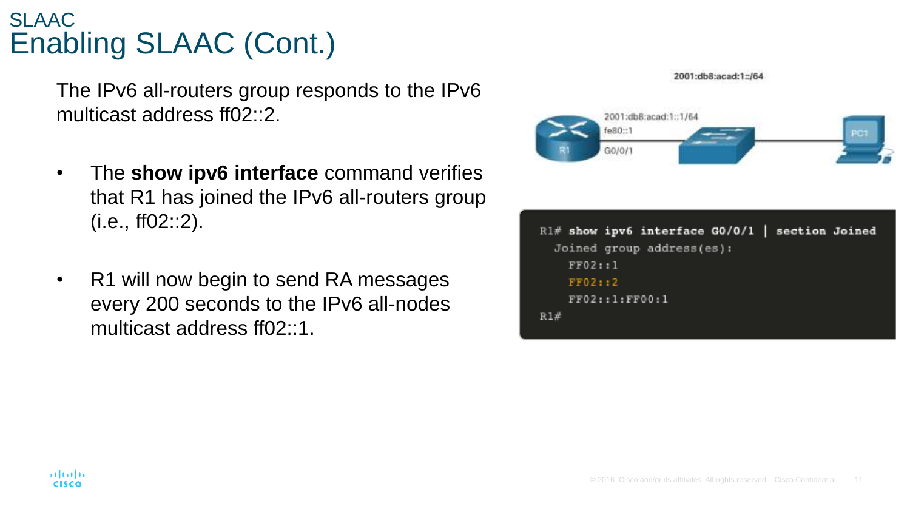# SLAAC
## Enabling SLAAC (Cont.)

The IPv6 all-routers group responds to the IPv6 multicast address ff02::2.

- The **show ipv6 interface** command verifies that R1 has joined the IPv6 all-routers group (i.e., ff02::2).
- R1 will now begin to send RA messages every 200 seconds to the IPv6 all-nodes multicast address ff02::1.

2001:db8:acad:1::/64

R1 — G0/0/1 (2001:db8:acad:1::1/64, fe80::1) — Switch — PC1

```
R1# show ipv6 interface G0/0/1 | section Joined
  Joined group address(es):
    FF02::1
    FF02::2
    FF02::1:FF00:1
R1#
```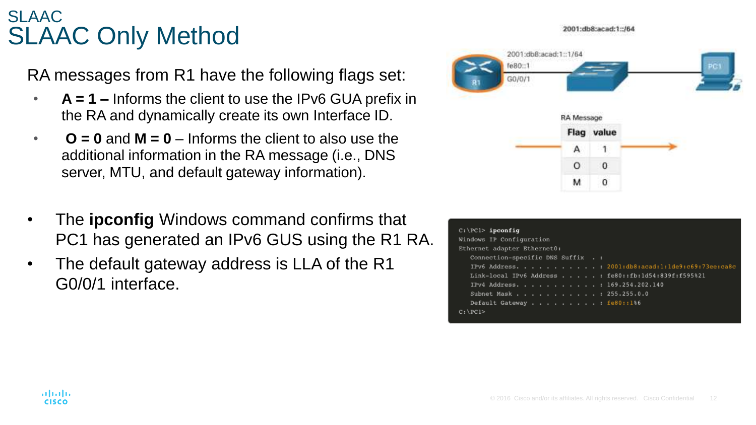## SLAAC

# SLAAC Only Method

RA messages from R1 have the following flags set:

- **A = 1 –** Informs the client to use the IPv6 GUA prefix in the RA and dynamically create its own Interface ID.
- **O = 0** and **M = 0** – Informs the client to also use the additional information in the RA message (i.e., DNS server, MTU, and default gateway information).

- The **ipconfig** Windows command confirms that PC1 has generated an IPv6 GUS using the R1 RA.
- The default gateway address is LLA of the R1 G0/0/1 interface.

2001:db8:acad:1::/64

R1: 2001:db8:acad:1::1/64, fe80::1, G0/0/1 — PC1

RA Message

| Flag | value |
|---|---|
| A | 1 |
| O | 0 |
| M | 0 |

```
C:\PC1> ipconfig
Windows IP Configuration
Ethernet adapter Ethernet0:
   Connection-specific DNS Suffix  . :
   IPv6 Address. . . . . . . . . . . : 2001:db8:acad:1:1de9:c69:73ee:ca8c
   Link-local IPv6 Address . . . . . : fe80::fb:1d54:839f:f595%21
   IPv4 Address. . . . . . . . . . . : 169.254.202.140
   Subnet Mask . . . . . . . . . . . : 255.255.0.0
   Default Gateway . . . . . . . . . : fe80::1%6
C:\PC1>
```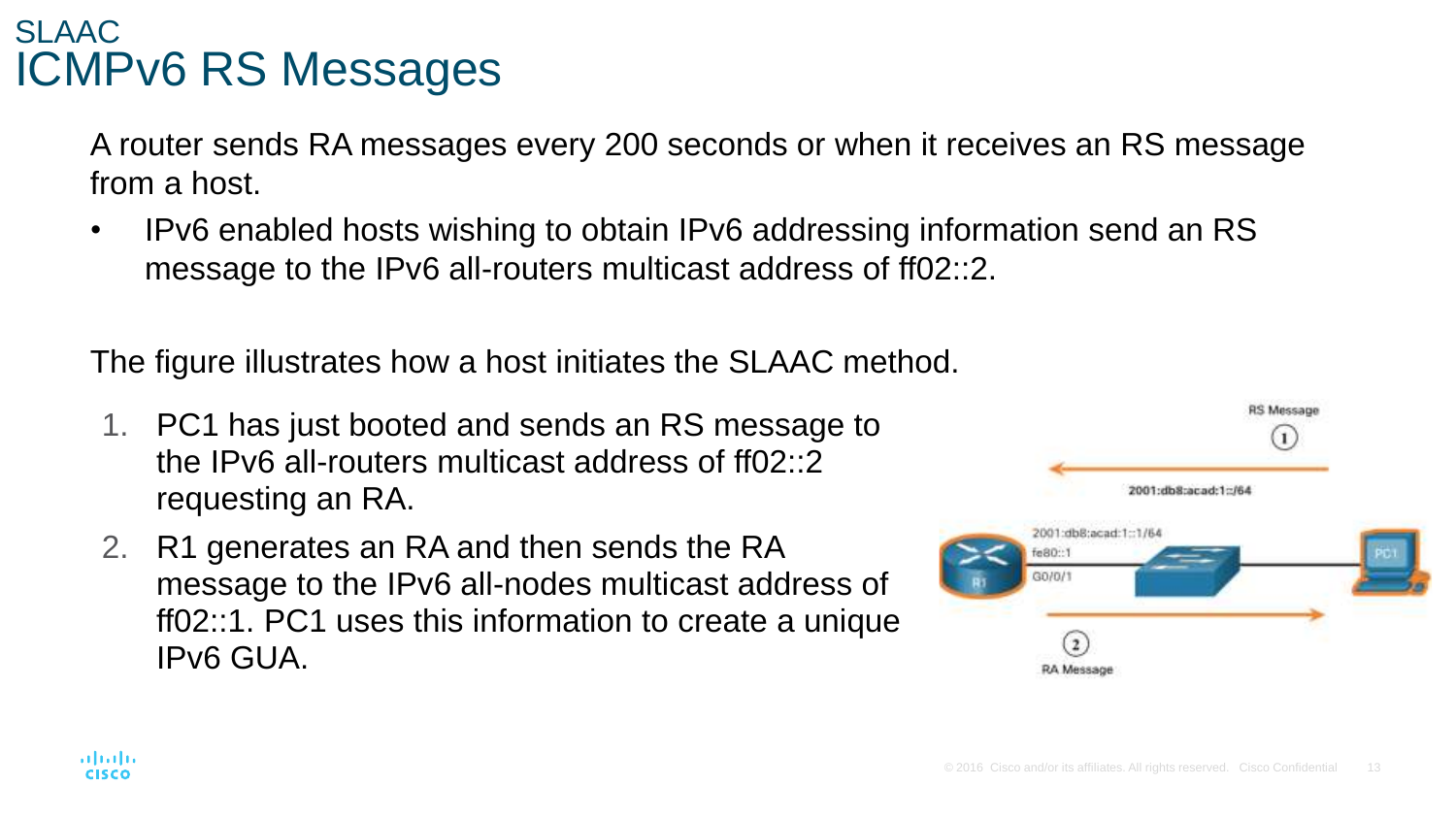## SLAAC

# ICMPv6 RS Messages

A router sends RA messages every 200 seconds or when it receives an RS message from a host.

- IPv6 enabled hosts wishing to obtain IPv6 addressing information send an RS message to the IPv6 all-routers multicast address of ff02::2.

The figure illustrates how a host initiates the SLAAC method.

1. PC1 has just booted and sends an RS message to the IPv6 all-routers multicast address of ff02::2 requesting an RA.
2. R1 generates an RA and then sends the RA message to the IPv6 all-nodes multicast address of ff02::1. PC1 uses this information to create a unique IPv6 GUA.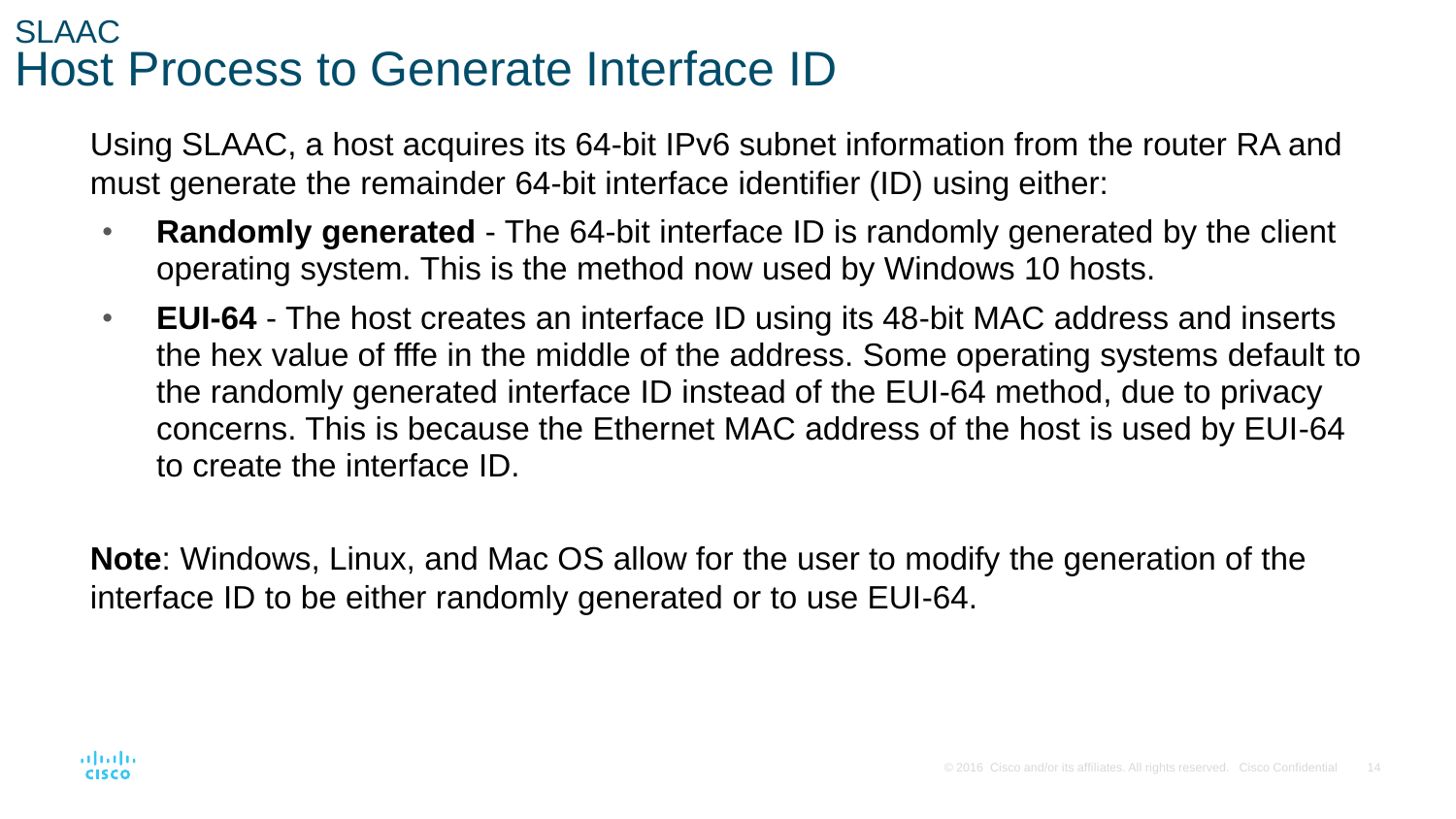## SLAAC

# Host Process to Generate Interface ID

Using SLAAC, a host acquires its 64-bit IPv6 subnet information from the router RA and must generate the remainder 64-bit interface identifier (ID) using either:

- **Randomly generated** - The 64-bit interface ID is randomly generated by the client operating system. This is the method now used by Windows 10 hosts.
- **EUI-64** - The host creates an interface ID using its 48-bit MAC address and inserts the hex value of fffe in the middle of the address. Some operating systems default to the randomly generated interface ID instead of the EUI-64 method, due to privacy concerns. This is because the Ethernet MAC address of the host is used by EUI-64 to create the interface ID.

**Note**: Windows, Linux, and Mac OS allow for the user to modify the generation of the interface ID to be either randomly generated or to use EUI-64.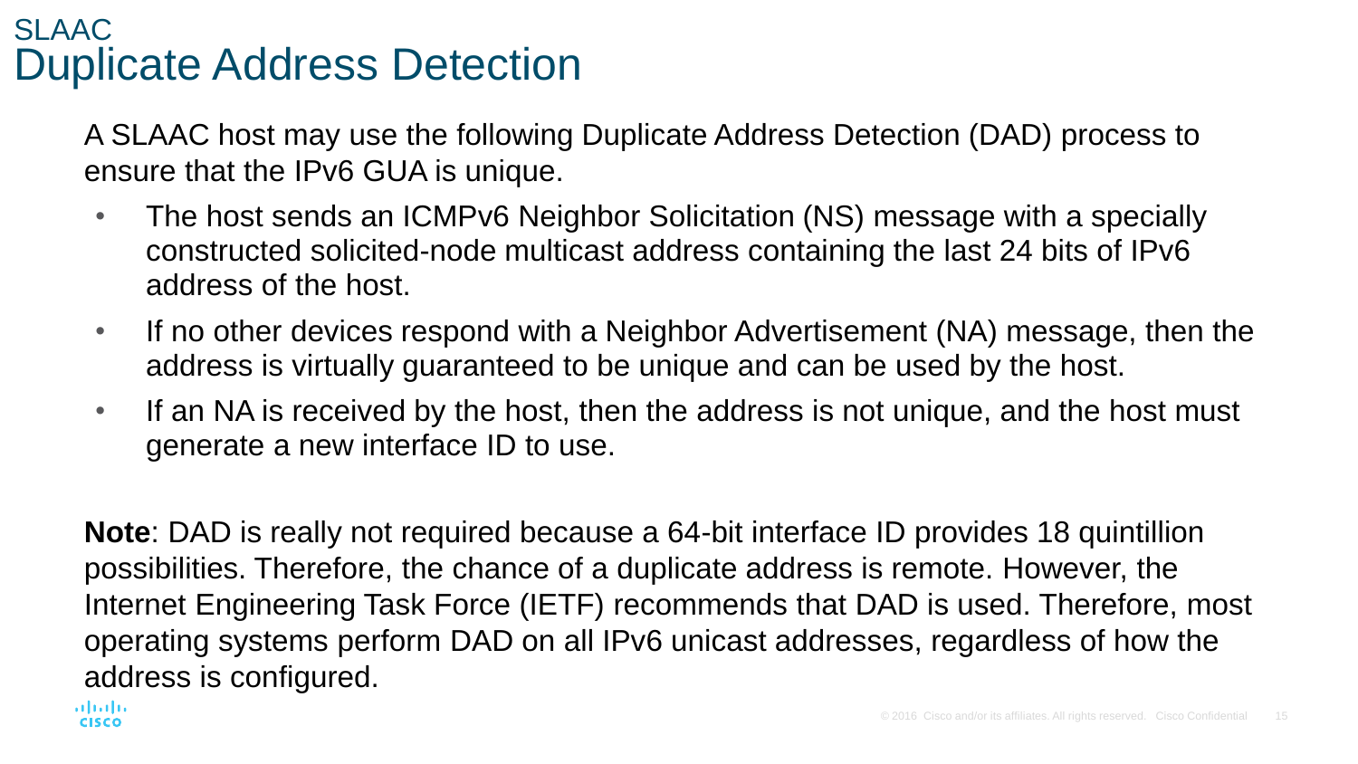## SLAAC

# Duplicate Address Detection

A SLAAC host may use the following Duplicate Address Detection (DAD) process to ensure that the IPv6 GUA is unique.

- The host sends an ICMPv6 Neighbor Solicitation (NS) message with a specially constructed solicited-node multicast address containing the last 24 bits of IPv6 address of the host.
- If no other devices respond with a Neighbor Advertisement (NA) message, then the address is virtually guaranteed to be unique and can be used by the host.
- If an NA is received by the host, then the address is not unique, and the host must generate a new interface ID to use.

**Note**: DAD is really not required because a 64-bit interface ID provides 18 quintillion possibilities. Therefore, the chance of a duplicate address is remote. However, the Internet Engineering Task Force (IETF) recommends that DAD is used. Therefore, most operating systems perform DAD on all IPv6 unicast addresses, regardless of how the address is configured.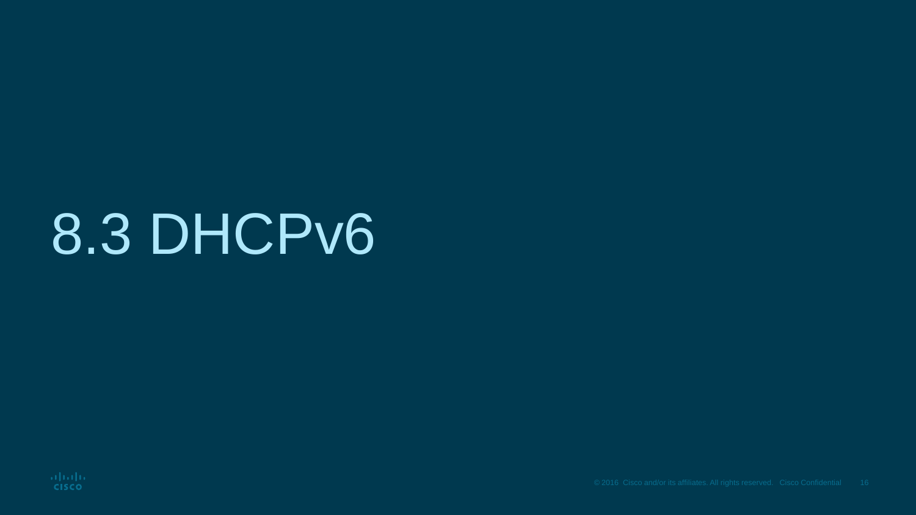# 8.3 DHCPv6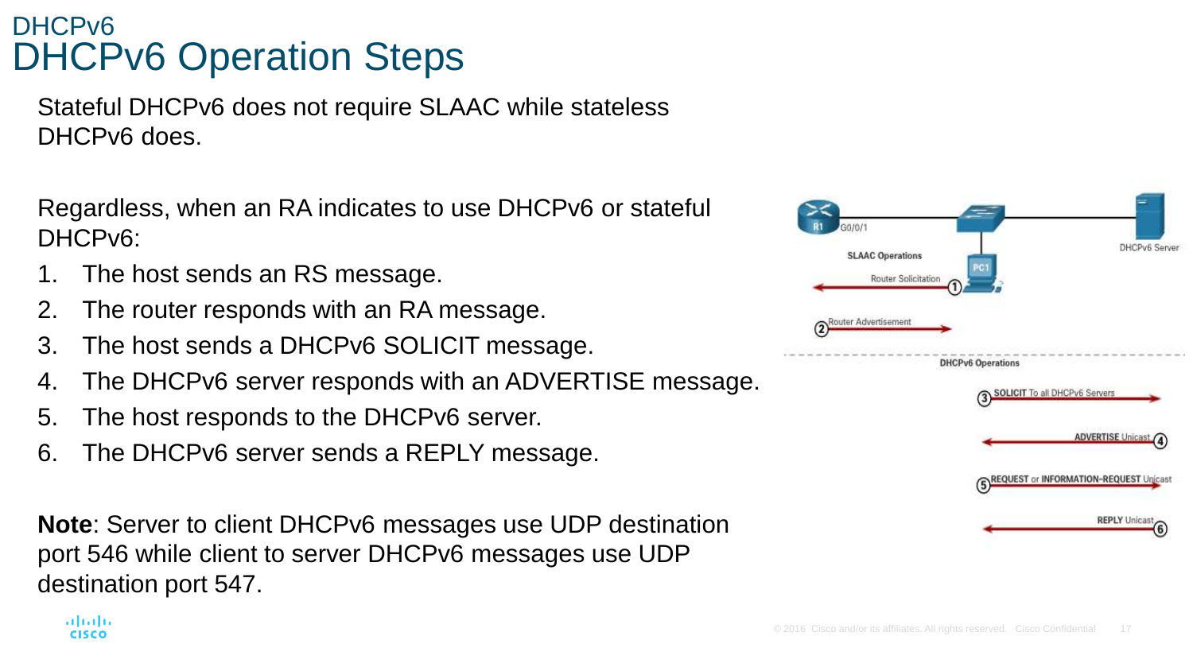DHCPv6

# DHCPv6 Operation Steps

Stateful DHCPv6 does not require SLAAC while stateless DHCPv6 does.

Regardless, when an RA indicates to use DHCPv6 or stateful DHCPv6:

1. The host sends an RS message.
2. The router responds with an RA message.
3. The host sends a DHCPv6 SOLICIT message.
4. The DHCPv6 server responds with an ADVERTISE message.
5. The host responds to the DHCPv6 server.
6. The DHCPv6 server sends a REPLY message.

**Note**: Server to client DHCPv6 messages use UDP destination port 546 while client to server DHCPv6 messages use UDP destination port 547.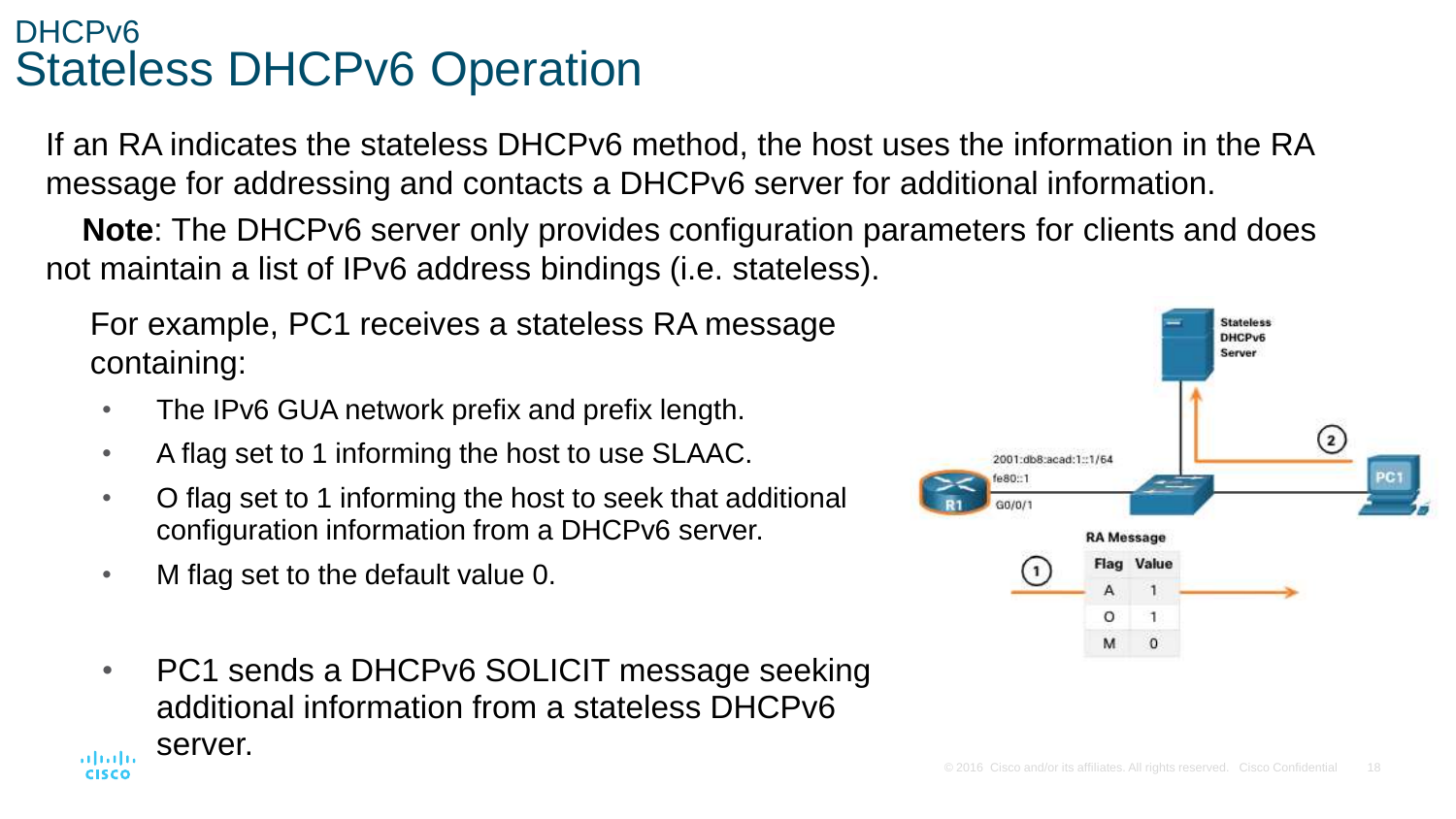# DHCPv6

## Stateless DHCPv6 Operation

If an RA indicates the stateless DHCPv6 method, the host uses the information in the RA message for addressing and contacts a DHCPv6 server for additional information.

**Note**: The DHCPv6 server only provides configuration parameters for clients and does not maintain a list of IPv6 address bindings (i.e. stateless).

For example, PC1 receives a stateless RA message containing:

- The IPv6 GUA network prefix and prefix length.
- A flag set to 1 informing the host to use SLAAC.
- O flag set to 1 informing the host to seek that additional configuration information from a DHCPv6 server.
- M flag set to the default value 0.

- PC1 sends a DHCPv6 SOLICIT message seeking additional information from a stateless DHCPv6 server.

Stateless DHCPv6 Server

2001:db8:acad:1::1/64
fe80::1
R1 G0/0/1

PC1

RA Message

| Flag | Value |
|---|---|
| A | 1 |
| O | 1 |
| M | 0 |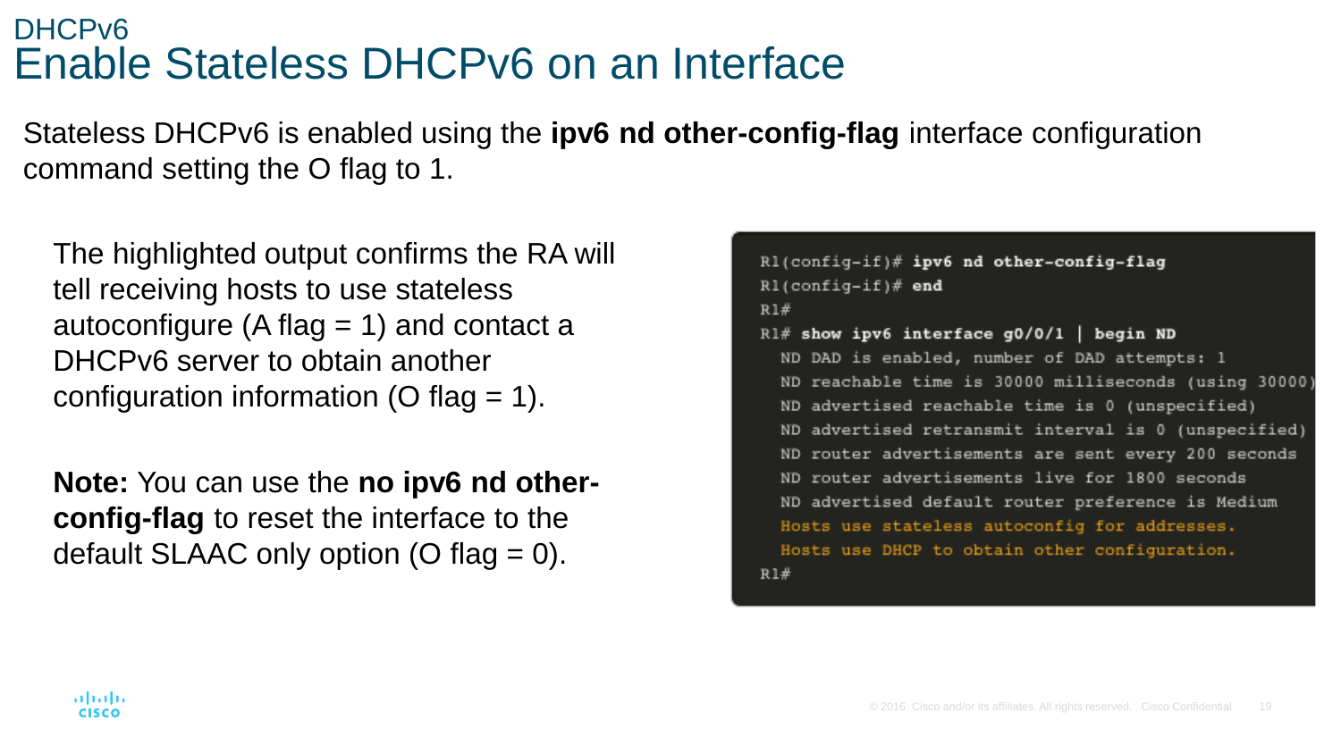## DHCPv6

# Enable Stateless DHCPv6 on an Interface

Stateless DHCPv6 is enabled using the **ipv6 nd other-config-flag** interface configuration command setting the O flag to 1.

The highlighted output confirms the RA will tell receiving hosts to use stateless autoconfigure (A flag = 1) and contact a DHCPv6 server to obtain another configuration information (O flag = 1).

**Note:** You can use the **no ipv6 nd other-config-flag** to reset the interface to the default SLAAC only option (O flag = 0).

```
R1(config-if)# ipv6 nd other-config-flag
R1(config-if)# end
R1#
R1# show ipv6 interface g0/0/1 | begin ND
  ND DAD is enabled, number of DAD attempts: 1
  ND reachable time is 30000 milliseconds (using 30000)
  ND advertised reachable time is 0 (unspecified)
  ND advertised retransmit interval is 0 (unspecified)
  ND router advertisements are sent every 200 seconds
  ND router advertisements live for 1800 seconds
  ND advertised default router preference is Medium
  Hosts use stateless autoconfig for addresses.
  Hosts use DHCP to obtain other configuration.
R1#
```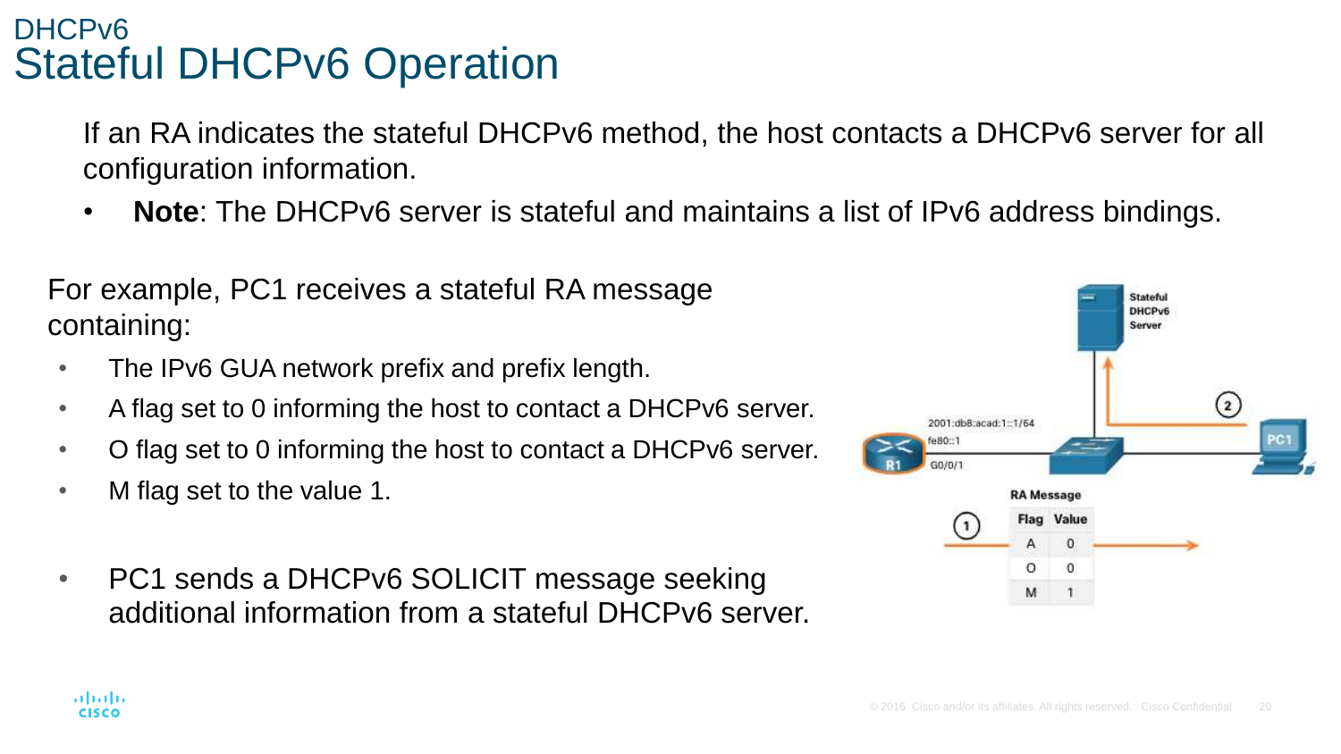DHCPv6

# Stateful DHCPv6 Operation

If an RA indicates the stateful DHCPv6 method, the host contacts a DHCPv6 server for all configuration information.

- **Note**: The DHCPv6 server is stateful and maintains a list of IPv6 address bindings.

For example, PC1 receives a stateful RA message containing:

- The IPv6 GUA network prefix and prefix length.
- A flag set to 0 informing the host to contact a DHCPv6 server.
- O flag set to 0 informing the host to contact a DHCPv6 server.
- M flag set to the value 1.

- PC1 sends a DHCPv6 SOLICIT message seeking additional information from a stateful DHCPv6 server.

RA Message

| Flag | Value |
|---|---|
| A | 0 |
| O | 0 |
| M | 1 |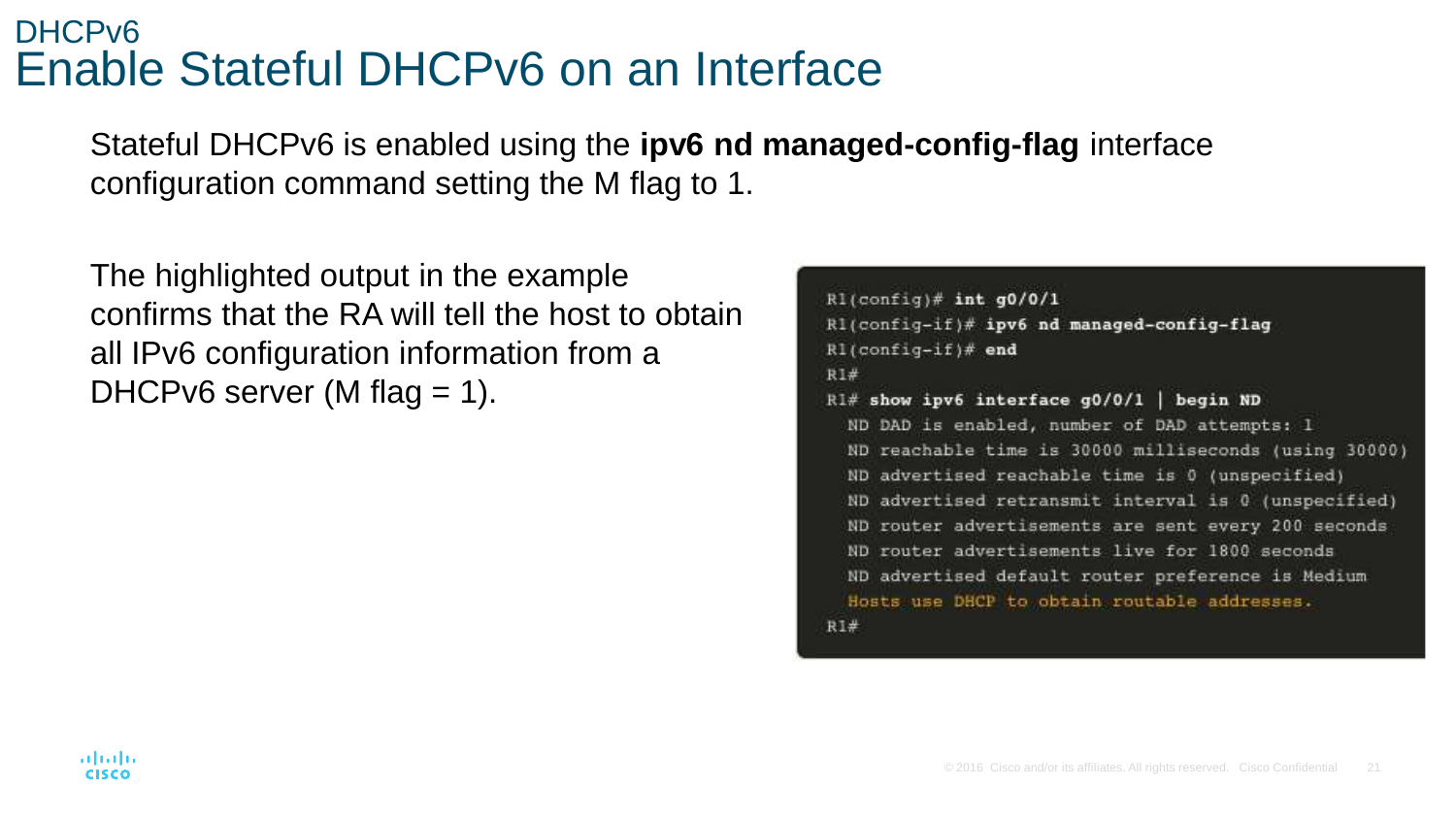DHCPv6

# Enable Stateful DHCPv6 on an Interface

Stateful DHCPv6 is enabled using the **ipv6 nd managed-config-flag** interface configuration command setting the M flag to 1.

The highlighted output in the example confirms that the RA will tell the host to obtain all IPv6 configuration information from a DHCPv6 server (M flag = 1).

```
R1(config)# int g0/0/1
R1(config-if)# ipv6 nd managed-config-flag
R1(config-if)# end
R1#
R1# show ipv6 interface g0/0/1 | begin ND
  ND DAD is enabled, number of DAD attempts: 1
  ND reachable time is 30000 milliseconds (using 30000)
  ND advertised reachable time is 0 (unspecified)
  ND advertised retransmit interval is 0 (unspecified)
  ND router advertisements are sent every 200 seconds
  ND router advertisements live for 1800 seconds
  ND advertised default router preference is Medium
  Hosts use DHCP to obtain routable addresses.
R1#
```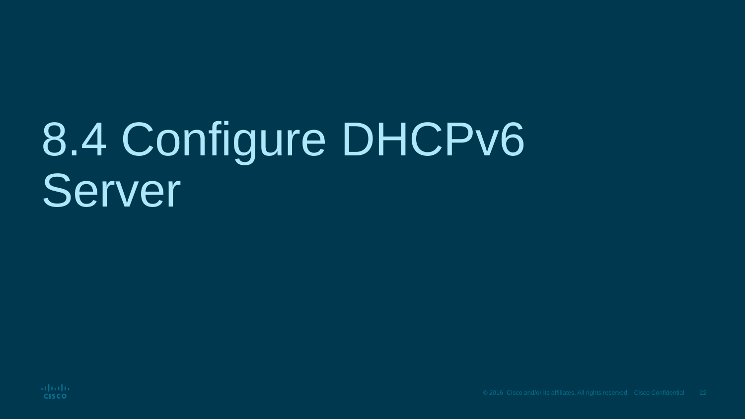# 8.4 Configure DHCPv6 Server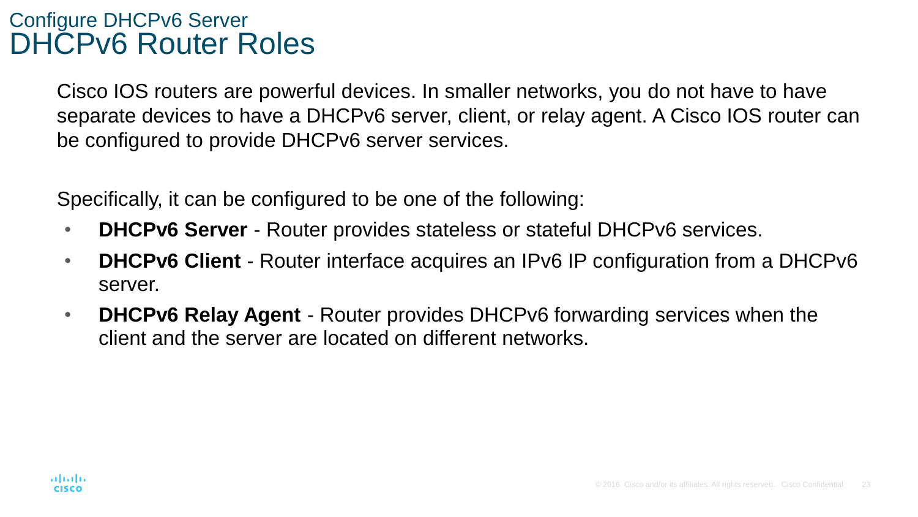## Configure DHCPv6 Server

# DHCPv6 Router Roles

Cisco IOS routers are powerful devices. In smaller networks, you do not have to have separate devices to have a DHCPv6 server, client, or relay agent. A Cisco IOS router can be configured to provide DHCPv6 server services.

Specifically, it can be configured to be one of the following:

- **DHCPv6 Server** - Router provides stateless or stateful DHCPv6 services.
- **DHCPv6 Client** - Router interface acquires an IPv6 IP configuration from a DHCPv6 server.
- **DHCPv6 Relay Agent** - Router provides DHCPv6 forwarding services when the client and the server are located on different networks.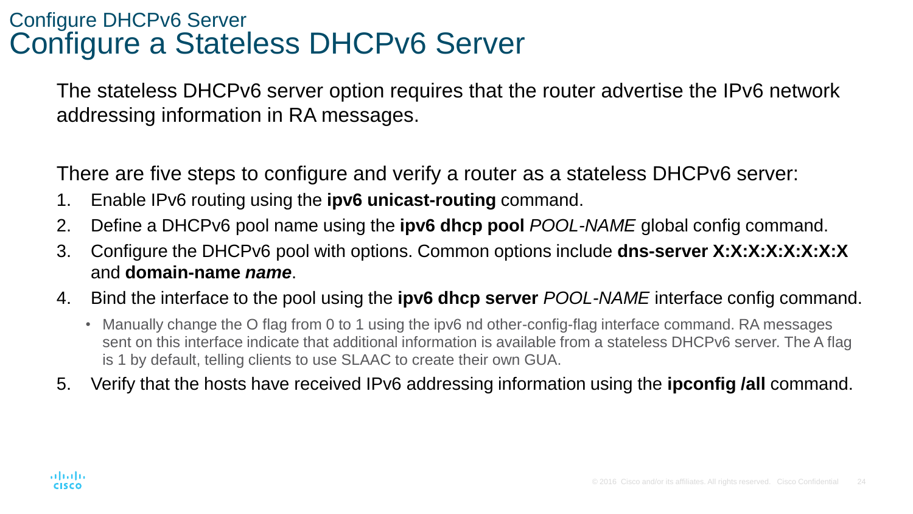## Configure DHCPv6 Server

# Configure a Stateless DHCPv6 Server

The stateless DHCPv6 server option requires that the router advertise the IPv6 network addressing information in RA messages.

There are five steps to configure and verify a router as a stateless DHCPv6 server:

1. Enable IPv6 routing using the **ipv6 unicast-routing** command.
2. Define a DHCPv6 pool name using the **ipv6 dhcp pool** *POOL-NAME* global config command.
3. Configure the DHCPv6 pool with options. Common options include **dns-server X:X:X:X:X:X:X:X** and **domain-name *name***.
4. Bind the interface to the pool using the **ipv6 dhcp server** *POOL-NAME* interface config command.
   - Manually change the O flag from 0 to 1 using the ipv6 nd other-config-flag interface command. RA messages sent on this interface indicate that additional information is available from a stateless DHCPv6 server. The A flag is 1 by default, telling clients to use SLAAC to create their own GUA.
5. Verify that the hosts have received IPv6 addressing information using the **ipconfig /all** command.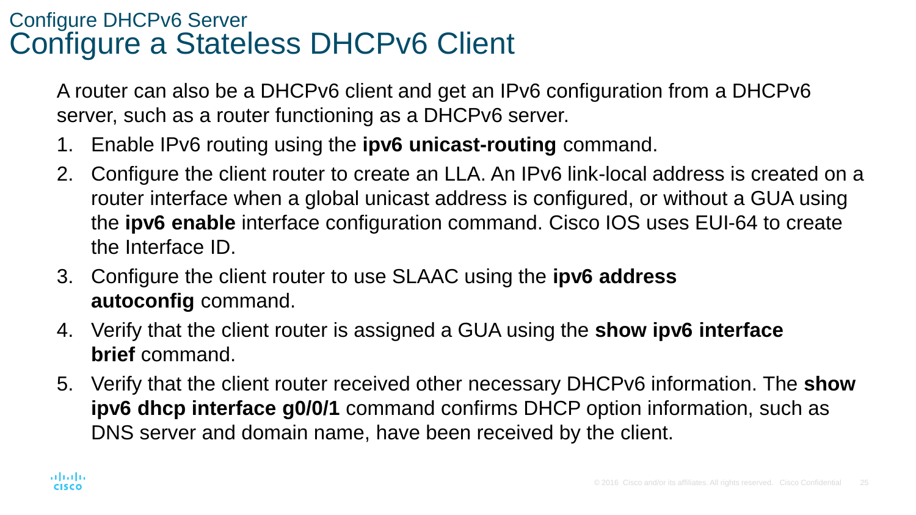## Configure DHCPv6 Server

# Configure a Stateless DHCPv6 Client

A router can also be a DHCPv6 client and get an IPv6 configuration from a DHCPv6 server, such as a router functioning as a DHCPv6 server.

1. Enable IPv6 routing using the **ipv6 unicast-routing** command.
2. Configure the client router to create an LLA. An IPv6 link-local address is created on a router interface when a global unicast address is configured, or without a GUA using the **ipv6 enable** interface configuration command. Cisco IOS uses EUI-64 to create the Interface ID.
3. Configure the client router to use SLAAC using the **ipv6 address autoconfig** command.
4. Verify that the client router is assigned a GUA using the **show ipv6 interface brief** command.
5. Verify that the client router received other necessary DHCPv6 information. The **show ipv6 dhcp interface g0/0/1** command confirms DHCP option information, such as DNS server and domain name, have been received by the client.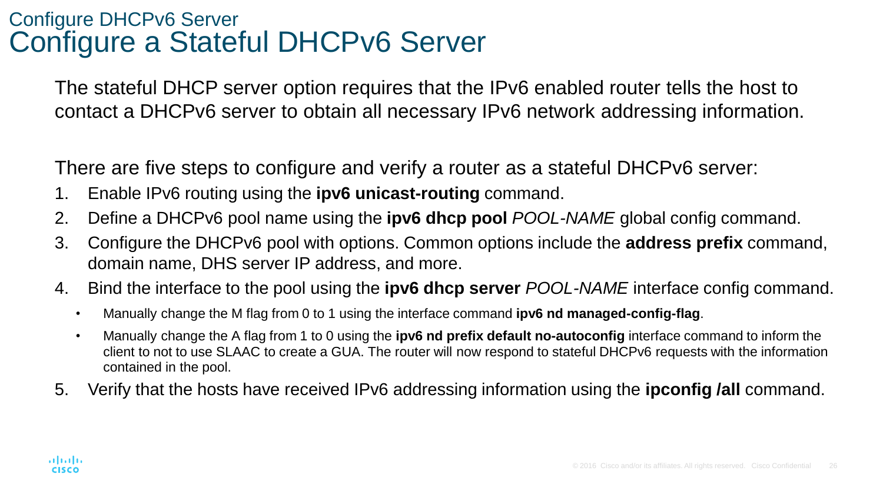## Configure DHCPv6 Server

# Configure a Stateful DHCPv6 Server

The stateful DHCP server option requires that the IPv6 enabled router tells the host to contact a DHCPv6 server to obtain all necessary IPv6 network addressing information.

There are five steps to configure and verify a router as a stateful DHCPv6 server:

1. Enable IPv6 routing using the **ipv6 unicast-routing** command.
2. Define a DHCPv6 pool name using the **ipv6 dhcp pool** *POOL-NAME* global config command.
3. Configure the DHCPv6 pool with options. Common options include the **address prefix** command, domain name, DHS server IP address, and more.
4. Bind the interface to the pool using the **ipv6 dhcp server** *POOL-NAME* interface config command.
   - Manually change the M flag from 0 to 1 using the interface command **ipv6 nd managed-config-flag**.
   - Manually change the A flag from 1 to 0 using the **ipv6 nd prefix default no-autoconfig** interface command to inform the client to not to use SLAAC to create a GUA. The router will now respond to stateful DHCPv6 requests with the information contained in the pool.
5. Verify that the hosts have received IPv6 addressing information using the **ipconfig /all** command.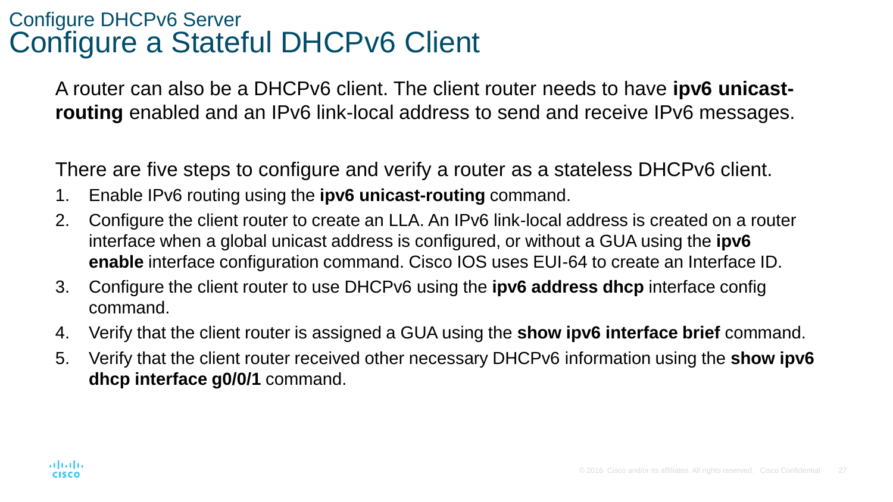## Configure DHCPv6 Server

# Configure a Stateful DHCPv6 Client

A router can also be a DHCPv6 client. The client router needs to have **ipv6 unicast-routing** enabled and an IPv6 link-local address to send and receive IPv6 messages.

There are five steps to configure and verify a router as a stateless DHCPv6 client.

1. Enable IPv6 routing using the **ipv6 unicast-routing** command.
2. Configure the client router to create an LLA. An IPv6 link-local address is created on a router interface when a global unicast address is configured, or without a GUA using the **ipv6 enable** interface configuration command. Cisco IOS uses EUI-64 to create an Interface ID.
3. Configure the client router to use DHCPv6 using the **ipv6 address dhcp** interface config command.
4. Verify that the client router is assigned a GUA using the **show ipv6 interface brief** command.
5. Verify that the client router received other necessary DHCPv6 information using the **show ipv6 dhcp interface g0/0/1** command.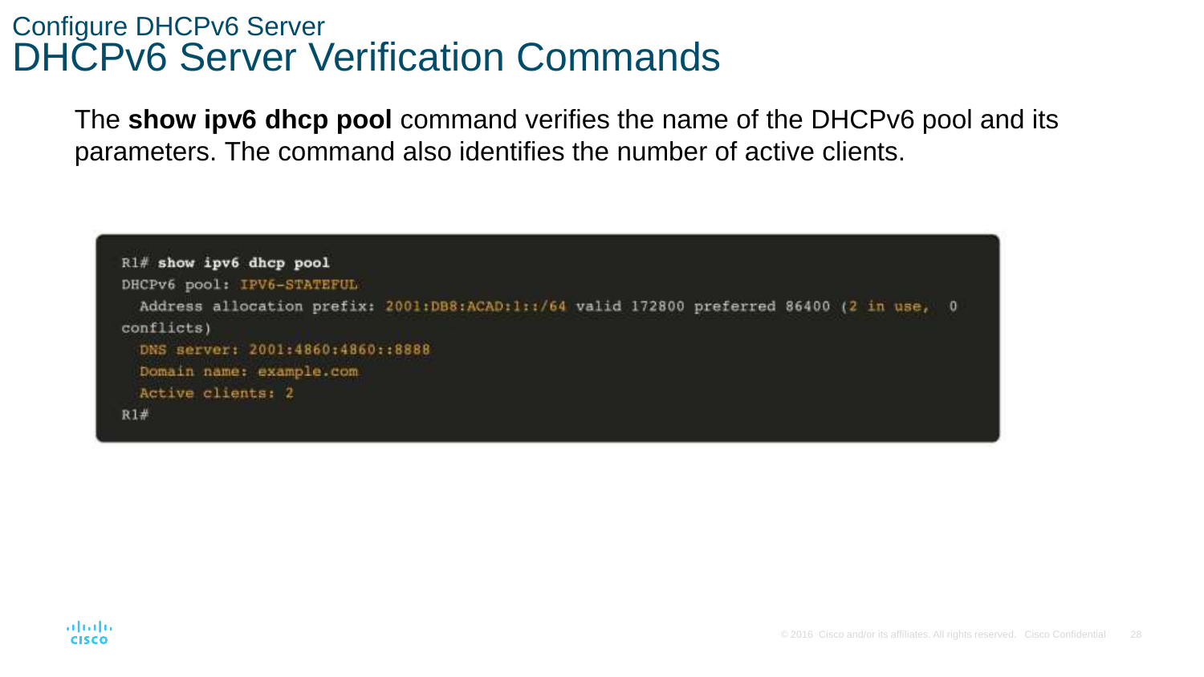## Configure DHCPv6 Server

# DHCPv6 Server Verification Commands

The **show ipv6 dhcp pool** command verifies the name of the DHCPv6 pool and its parameters. The command also identifies the number of active clients.

```
R1# show ipv6 dhcp pool
DHCPv6 pool: IPV6-STATEFUL
  Address allocation prefix: 2001:DB8:ACAD:1::/64 valid 172800 preferred 86400 (2 in use,  0
conflicts)
  DNS server: 2001:4860:4860::8888
  Domain name: example.com
  Active clients: 2
R1#
```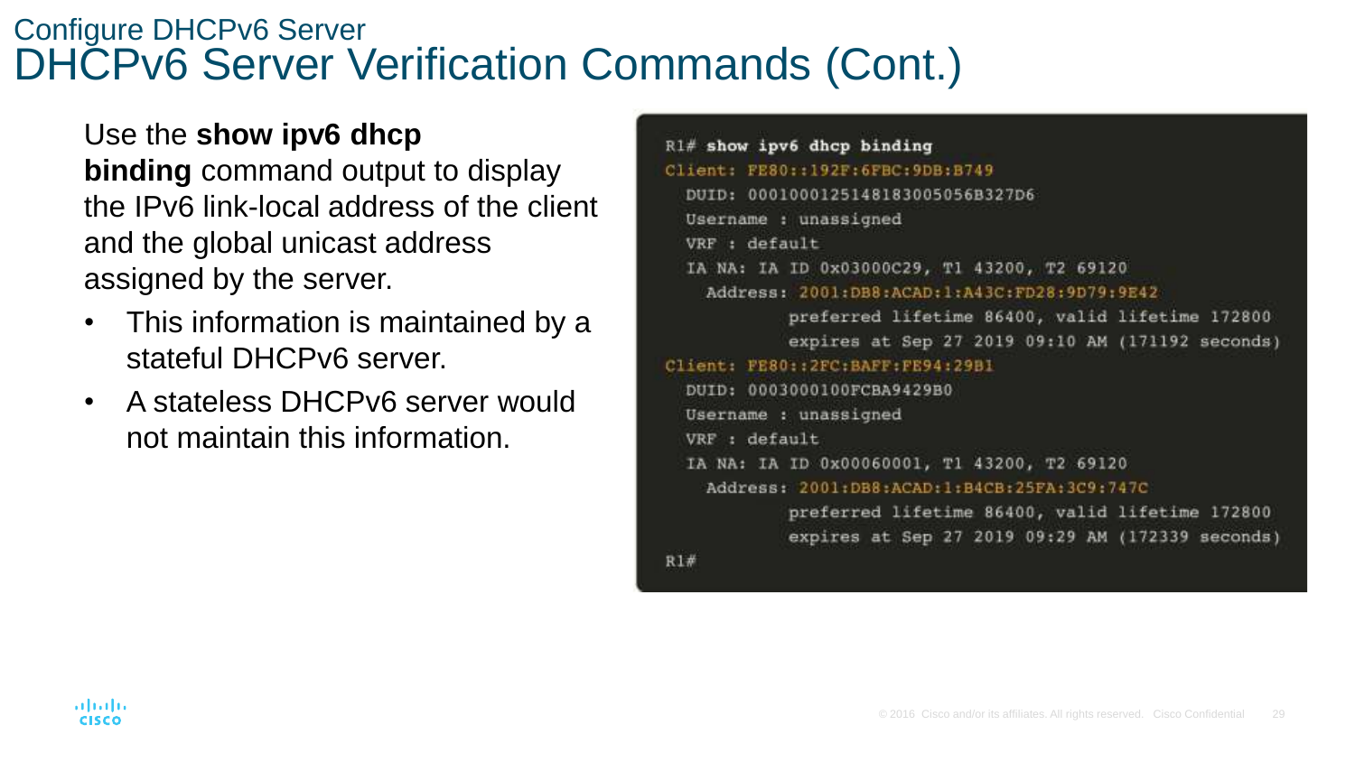## Configure DHCPv6 Server

# DHCPv6 Server Verification Commands (Cont.)

Use the **show ipv6 dhcp binding** command output to display the IPv6 link-local address of the client and the global unicast address assigned by the server.

- This information is maintained by a stateful DHCPv6 server.
- A stateless DHCPv6 server would not maintain this information.

```
R1# show ipv6 dhcp binding
Client: FE80::192F:6FBC:9DB:B749
  DUID: 0001000125148183005056B327D6
  Username : unassigned
  VRF : default
  IA NA: IA ID 0x03000C29, T1 43200, T2 69120
    Address: 2001:DB8:ACAD:1:A43C:FD28:9D79:9E42
            preferred lifetime 86400, valid lifetime 172800
            expires at Sep 27 2019 09:10 AM (171192 seconds)
Client: FE80::2FC:BAFF:FE94:29B1
  DUID: 0003000100FCBA9429B0
  Username : unassigned
  VRF : default
  IA NA: IA ID 0x00060001, T1 43200, T2 69120
    Address: 2001:DB8:ACAD:1:B4CB:25FA:3C9:747C
            preferred lifetime 86400, valid lifetime 172800
            expires at Sep 27 2019 09:29 AM (172339 seconds)
R1#
```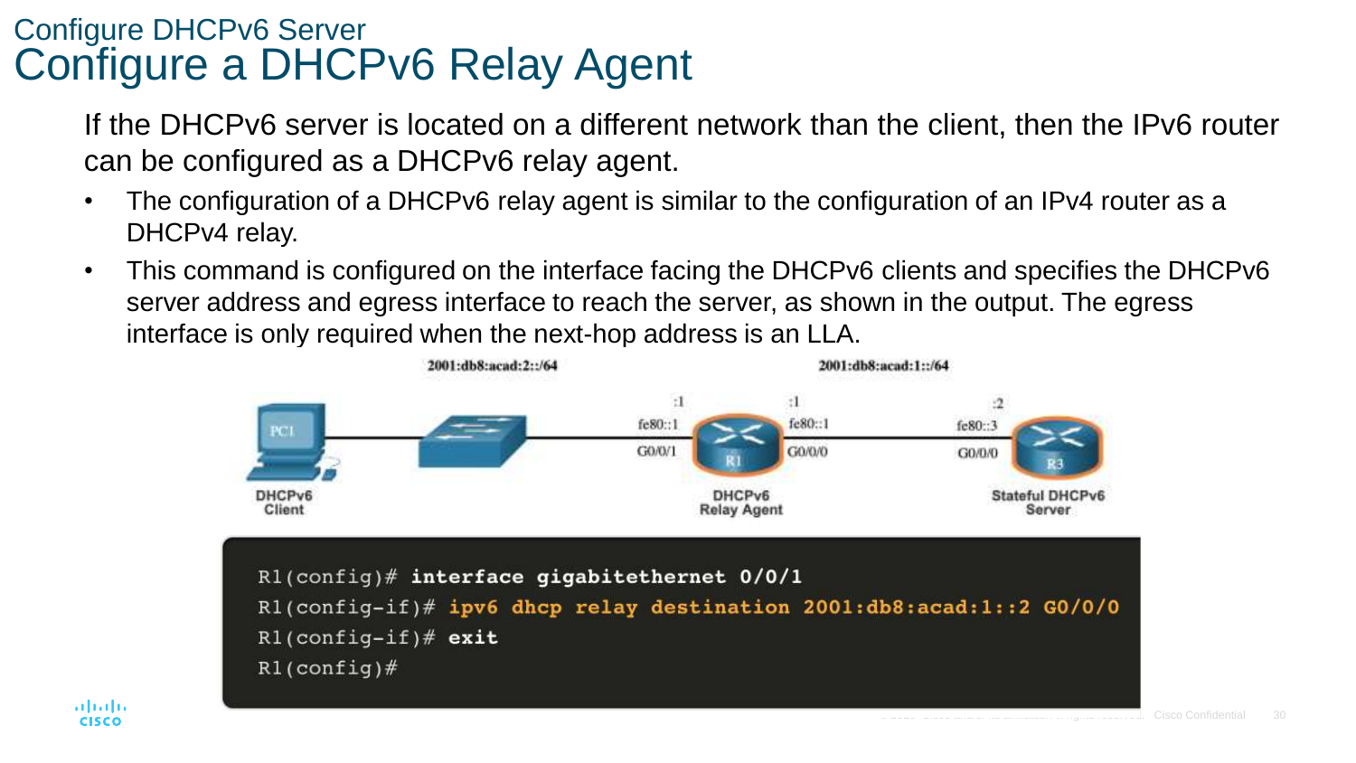## Configure DHCPv6 Server

# Configure a DHCPv6 Relay Agent

If the DHCPv6 server is located on a different network than the client, then the IPv6 router can be configured as a DHCPv6 relay agent.

- The configuration of a DHCPv6 relay agent is similar to the configuration of an IPv4 router as a DHCPv4 relay.
- This command is configured on the interface facing the DHCPv6 clients and specifies the DHCPv6 server address and egress interface to reach the server, as shown in the output. The egress interface is only required when the next-hop address is an LLA.

2001:db8:acad:2::/64 — 2001:db8:acad:1::/64

PC1 — DHCPv6 Client

R1 — DHCPv6 Relay Agent (G0/0/1: :1, fe80::1; G0/0/0: :1, fe80::1)

R3 — Stateful DHCPv6 Server (G0/0/0: :2, fe80::3)

```
R1(config)# interface gigabitethernet 0/0/1
R1(config-if)# ipv6 dhcp relay destination 2001:db8:acad:1::2 G0/0/0
R1(config-if)# exit
R1(config)#
```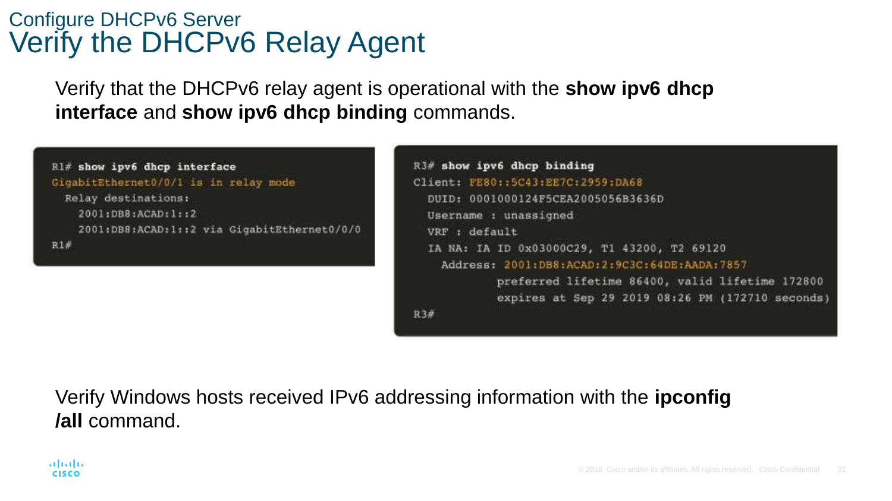## Configure DHCPv6 Server

# Verify the DHCPv6 Relay Agent

Verify that the DHCPv6 relay agent is operational with the **show ipv6 dhcp interface** and **show ipv6 dhcp binding** commands.

```
R1# show ipv6 dhcp interface
GigabitEthernet0/0/1 is in relay mode
  Relay destinations:
    2001:DB8:ACAD:1::2
    2001:DB8:ACAD:1::2 via GigabitEthernet0/0/0
R1#
```

```
R3# show ipv6 dhcp binding
Client: FE80::5C43:EE7C:2959:DA68
  DUID: 0001000124F5CEA2005056B3636D
  Username : unassigned
  VRF : default
  IA NA: IA ID 0x03000C29, T1 43200, T2 69120
    Address: 2001:DB8:ACAD:2:9C3C:64DE:AADA:7857
            preferred lifetime 86400, valid lifetime 172800
            expires at Sep 29 2019 08:26 PM (172710 seconds)
R3#
```

Verify Windows hosts received IPv6 addressing information with the **ipconfig /all** command.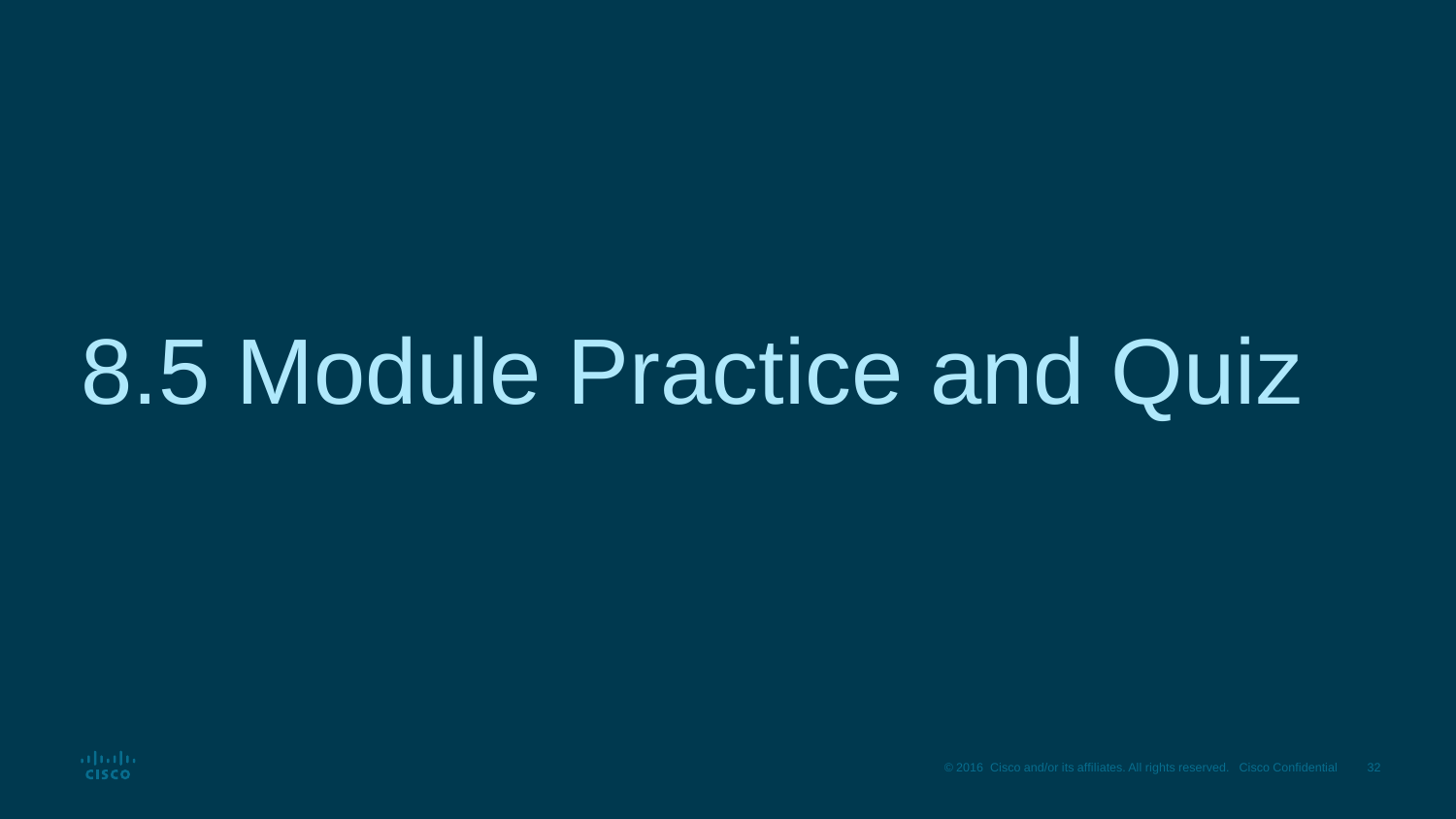# 8.5 Module Practice and Quiz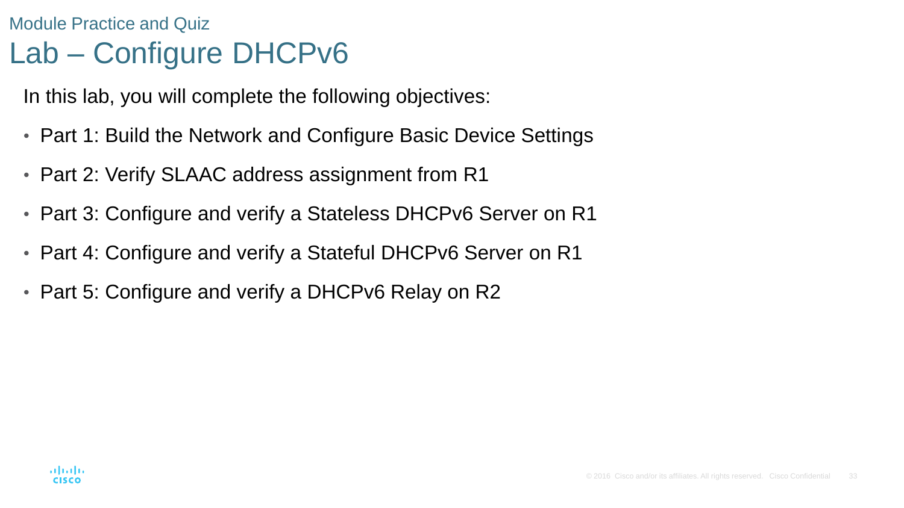Module Practice and Quiz

# Lab – Configure DHCPv6

In this lab, you will complete the following objectives:

- Part 1: Build the Network and Configure Basic Device Settings
- Part 2: Verify SLAAC address assignment from R1
- Part 3: Configure and verify a Stateless DHCPv6 Server on R1
- Part 4: Configure and verify a Stateful DHCPv6 Server on R1
- Part 5: Configure and verify a DHCPv6 Relay on R2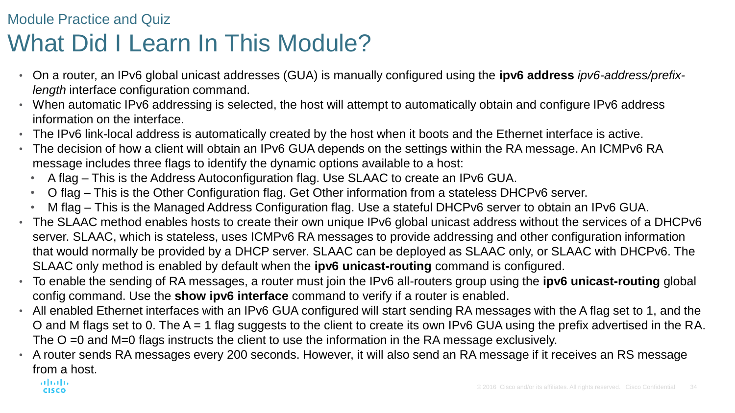Module Practice and Quiz

# What Did I Learn In This Module?

- On a router, an IPv6 global unicast addresses (GUA) is manually configured using the **ipv6 address** *ipv6-address/prefix-length* interface configuration command.
- When automatic IPv6 addressing is selected, the host will attempt to automatically obtain and configure IPv6 address information on the interface.
- The IPv6 link-local address is automatically created by the host when it boots and the Ethernet interface is active.
- The decision of how a client will obtain an IPv6 GUA depends on the settings within the RA message. An ICMPv6 RA message includes three flags to identify the dynamic options available to a host:
  - A flag – This is the Address Autoconfiguration flag. Use SLAAC to create an IPv6 GUA.
  - O flag – This is the Other Configuration flag. Get Other information from a stateless DHCPv6 server.
  - M flag – This is the Managed Address Configuration flag. Use a stateful DHCPv6 server to obtain an IPv6 GUA.
- The SLAAC method enables hosts to create their own unique IPv6 global unicast address without the services of a DHCPv6 server. SLAAC, which is stateless, uses ICMPv6 RA messages to provide addressing and other configuration information that would normally be provided by a DHCP server. SLAAC can be deployed as SLAAC only, or SLAAC with DHCPv6. The SLAAC only method is enabled by default when the **ipv6 unicast-routing** command is configured.
- To enable the sending of RA messages, a router must join the IPv6 all-routers group using the **ipv6 unicast-routing** global config command. Use the **show ipv6 interface** command to verify if a router is enabled.
- All enabled Ethernet interfaces with an IPv6 GUA configured will start sending RA messages with the A flag set to 1, and the O and M flags set to 0. The A = 1 flag suggests to the client to create its own IPv6 GUA using the prefix advertised in the RA. The O =0 and M=0 flags instructs the client to use the information in the RA message exclusively.
- A router sends RA messages every 200 seconds. However, it will also send an RA message if it receives an RS message from a host.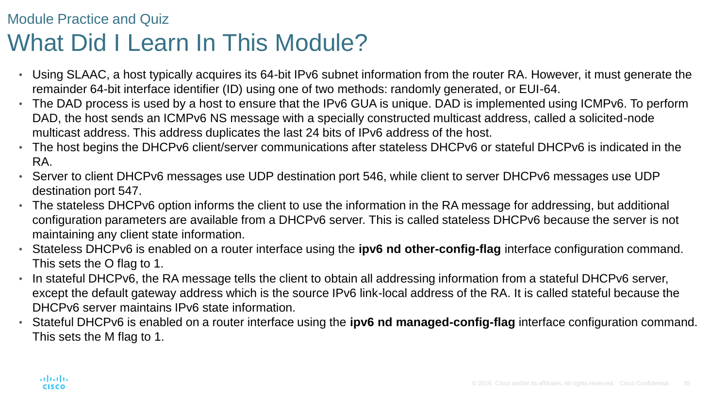## Module Practice and Quiz

# What Did I Learn In This Module?

- Using SLAAC, a host typically acquires its 64-bit IPv6 subnet information from the router RA. However, it must generate the remainder 64-bit interface identifier (ID) using one of two methods: randomly generated, or EUI-64.
- The DAD process is used by a host to ensure that the IPv6 GUA is unique. DAD is implemented using ICMPv6. To perform DAD, the host sends an ICMPv6 NS message with a specially constructed multicast address, called a solicited-node multicast address. This address duplicates the last 24 bits of IPv6 address of the host.
- The host begins the DHCPv6 client/server communications after stateless DHCPv6 or stateful DHCPv6 is indicated in the RA.
- Server to client DHCPv6 messages use UDP destination port 546, while client to server DHCPv6 messages use UDP destination port 547.
- The stateless DHCPv6 option informs the client to use the information in the RA message for addressing, but additional configuration parameters are available from a DHCPv6 server. This is called stateless DHCPv6 because the server is not maintaining any client state information.
- Stateless DHCPv6 is enabled on a router interface using the **ipv6 nd other-config-flag** interface configuration command. This sets the O flag to 1.
- In stateful DHCPv6, the RA message tells the client to obtain all addressing information from a stateful DHCPv6 server, except the default gateway address which is the source IPv6 link-local address of the RA. It is called stateful because the DHCPv6 server maintains IPv6 state information.
- Stateful DHCPv6 is enabled on a router interface using the **ipv6 nd managed-config-flag** interface configuration command. This sets the M flag to 1.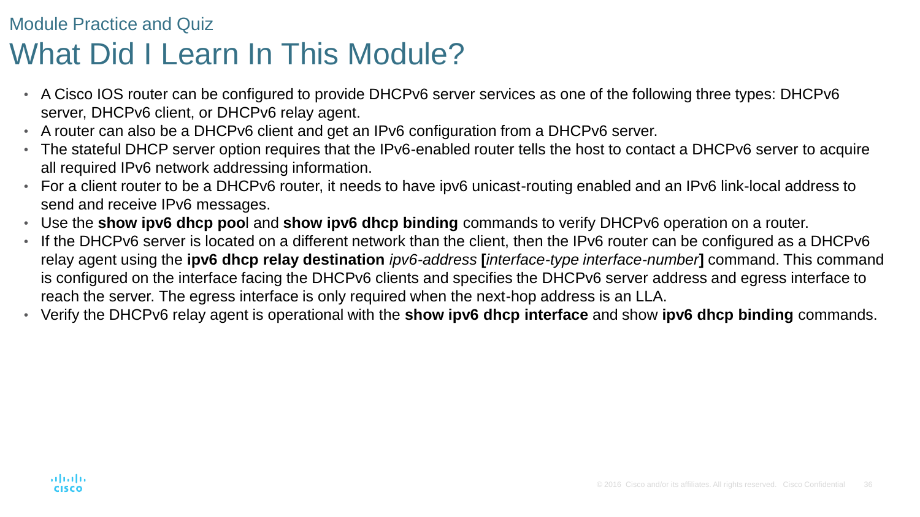Module Practice and Quiz

# What Did I Learn In This Module?

- A Cisco IOS router can be configured to provide DHCPv6 server services as one of the following three types: DHCPv6 server, DHCPv6 client, or DHCPv6 relay agent.
- A router can also be a DHCPv6 client and get an IPv6 configuration from a DHCPv6 server.
- The stateful DHCP server option requires that the IPv6-enabled router tells the host to contact a DHCPv6 server to acquire all required IPv6 network addressing information.
- For a client router to be a DHCPv6 router, it needs to have ipv6 unicast-routing enabled and an IPv6 link-local address to send and receive IPv6 messages.
- Use the **show ipv6 dhcp poo**l and **show ipv6 dhcp binding** commands to verify DHCPv6 operation on a router.
- If the DHCPv6 server is located on a different network than the client, then the IPv6 router can be configured as a DHCPv6 relay agent using the **ipv6 dhcp relay destination** *ipv6-address* **[***interface-type interface-number***]** command. This command is configured on the interface facing the DHCPv6 clients and specifies the DHCPv6 server address and egress interface to reach the server. The egress interface is only required when the next-hop address is an LLA.
- Verify the DHCPv6 relay agent is operational with the **show ipv6 dhcp interface** and show **ipv6 dhcp binding** commands.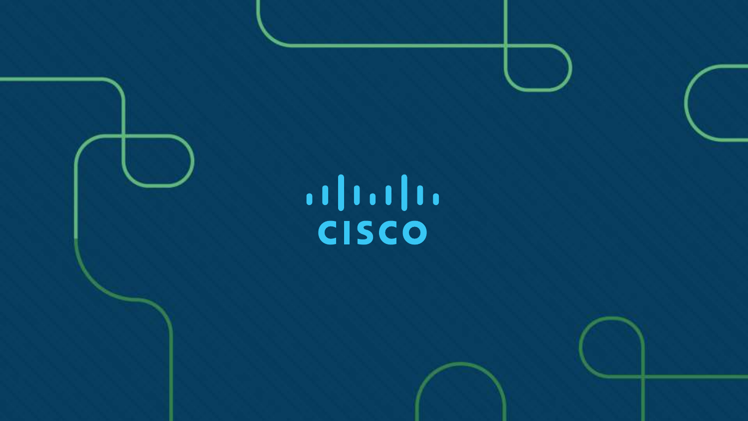CISCO